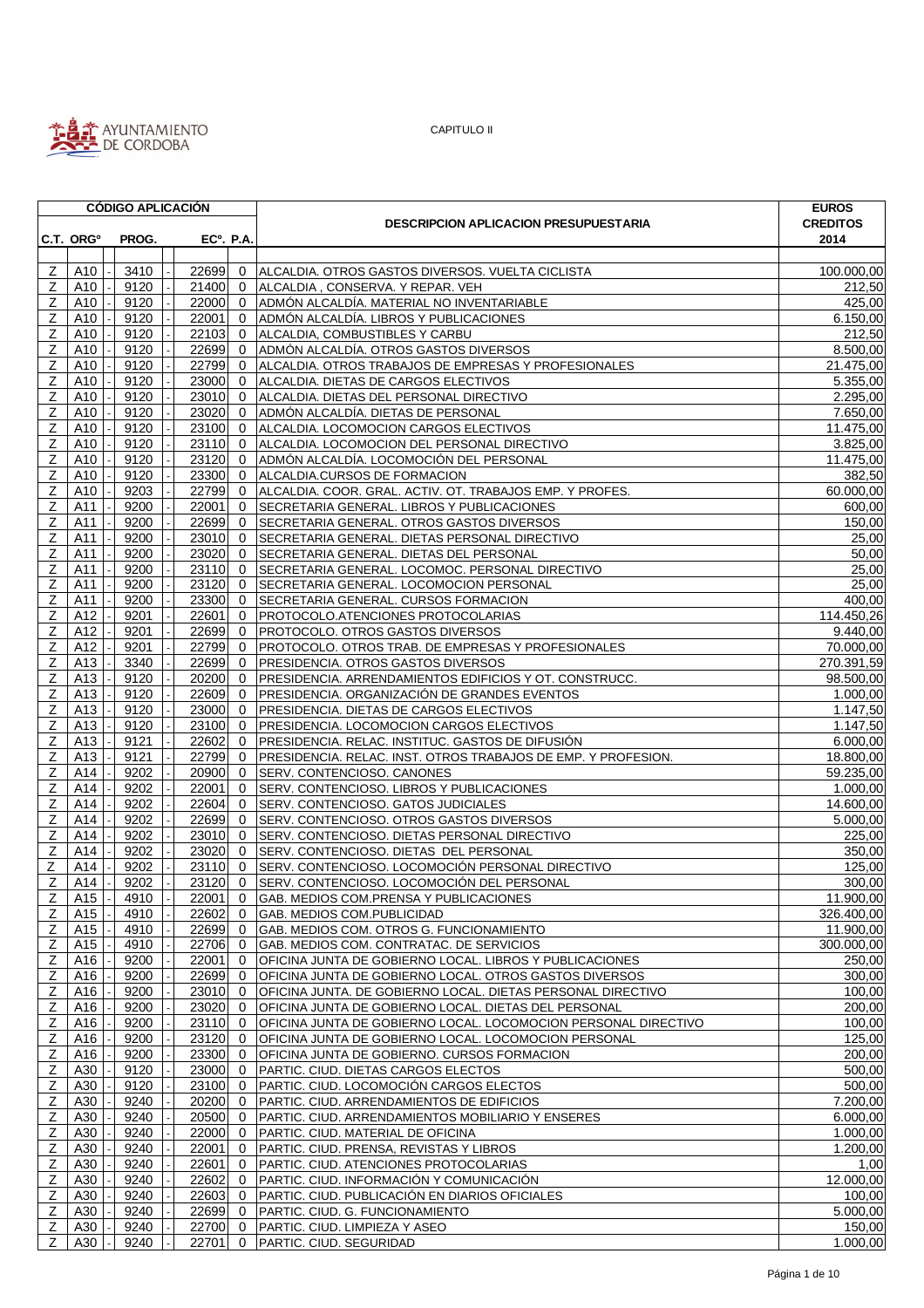CAPITULO II

| CÓDIGO APLICACIÓN | | | | | | | DESCRIPCION APLICACION PRESUPUESTARIA | EUROS CREDITOS 2014 |
|---|---|---|---|---|---|---|---|---|
| C.T. | ORGº | | PROG. | | ECº. | P.A. | | |
| Z | A10 | - | 3410 | - | 22699 | 0 | ALCALDIA. OTROS GASTOS DIVERSOS. VUELTA CICLISTA | 100.000,00 |
| Z | A10 | - | 9120 | - | 21400 | 0 | ALCALDIA , CONSERVA. Y REPAR. VEH | 212,50 |
| Z | A10 | - | 9120 | - | 22000 | 0 | ADMÓN ALCALDÍA. MATERIAL NO INVENTARIABLE | 425,00 |
| Z | A10 | - | 9120 | - | 22001 | 0 | ADMÓN ALCALDÍA. LIBROS Y PUBLICACIONES | 6.150,00 |
| Z | A10 | - | 9120 | - | 22103 | 0 | ALCALDIA, COMBUSTIBLES Y CARBU | 212,50 |
| Z | A10 | - | 9120 | - | 22699 | 0 | ADMÓN ALCALDÍA. OTROS GASTOS DIVERSOS | 8.500,00 |
| Z | A10 | - | 9120 | - | 22799 | 0 | ALCALDIA. OTROS TRABAJOS DE EMPRESAS Y PROFESIONALES | 21.475,00 |
| Z | A10 | - | 9120 | - | 23000 | 0 | ALCALDIA. DIETAS DE CARGOS ELECTIVOS | 5.355,00 |
| Z | A10 | - | 9120 | - | 23010 | 0 | ALCALDIA. DIETAS DEL PERSONAL DIRECTIVO | 2.295,00 |
| Z | A10 | - | 9120 | - | 23020 | 0 | ADMÓN ALCALDÍA. DIETAS DE PERSONAL | 7.650,00 |
| Z | A10 | - | 9120 | - | 23100 | 0 | ALCALDIA. LOCOMOCION CARGOS ELECTIVOS | 11.475,00 |
| Z | A10 | - | 9120 | - | 23110 | 0 | ALCALDIA. LOCOMOCION DEL PERSONAL DIRECTIVO | 3.825,00 |
| Z | A10 | - | 9120 | - | 23120 | 0 | ADMÓN ALCALDÍA. LOCOMOCIÓN DEL PERSONAL | 11.475,00 |
| Z | A10 | - | 9120 | - | 23300 | 0 | ALCALDIA.CURSOS DE FORMACION | 382,50 |
| Z | A10 | - | 9203 | - | 22799 | 0 | ALCALDIA. COOR. GRAL. ACTIV. OT. TRABAJOS EMP. Y PROFES. | 60.000,00 |
| Z | A11 | - | 9200 | - | 22001 | 0 | SECRETARIA GENERAL. LIBROS Y PUBLICACIONES | 600,00 |
| Z | A11 | - | 9200 | - | 22699 | 0 | SECRETARIA GENERAL. OTROS GASTOS DIVERSOS | 150,00 |
| Z | A11 | - | 9200 | - | 23010 | 0 | SECRETARIA GENERAL. DIETAS PERSONAL DIRECTIVO | 25,00 |
| Z | A11 | - | 9200 | - | 23020 | 0 | SECRETARIA GENERAL. DIETAS DEL PERSONAL | 50,00 |
| Z | A11 | - | 9200 | - | 23110 | 0 | SECRETARIA GENERAL. LOCOMOC. PERSONAL DIRECTIVO | 25,00 |
| Z | A11 | - | 9200 | - | 23120 | 0 | SECRETARIA GENERAL. LOCOMOCION PERSONAL | 25,00 |
| Z | A11 | - | 9200 | - | 23300 | 0 | SECRETARIA GENERAL. CURSOS FORMACION | 400,00 |
| Z | A12 | - | 9201 | - | 22601 | 0 | PROTOCOLO.ATENCIONES PROTOCOLARIAS | 114.450,26 |
| Z | A12 | - | 9201 | - | 22699 | 0 | PROTOCOLO. OTROS GASTOS DIVERSOS | 9.440,00 |
| Z | A12 | - | 9201 | - | 22799 | 0 | PROTOCOLO. OTROS TRAB. DE EMPRESAS Y PROFESIONALES | 70.000,00 |
| Z | A13 | - | 3340 | - | 22699 | 0 | PRESIDENCIA. OTROS GASTOS DIVERSOS | 270.391,59 |
| Z | A13 | - | 9120 | - | 20200 | 0 | PRESIDENCIA. ARRENDAMIENTOS EDIFICIOS Y OT. CONSTRUCC. | 98.500,00 |
| Z | A13 | - | 9120 | - | 22609 | 0 | PRESIDENCIA. ORGANIZACIÓN DE GRANDES EVENTOS | 1.000,00 |
| Z | A13 | - | 9120 | - | 23000 | 0 | PRESIDENCIA. DIETAS DE CARGOS ELECTIVOS | 1.147,50 |
| Z | A13 | - | 9120 | - | 23100 | 0 | PRESIDENCIA. LOCOMOCION CARGOS ELECTIVOS | 1.147,50 |
| Z | A13 | - | 9121 | - | 22602 | 0 | PRESIDENCIA. RELAC. INSTITUC. GASTOS DE DIFUSIÓN | 6.000,00 |
| Z | A13 | - | 9121 | - | 22799 | 0 | PRESIDENCIA. RELAC. INST. OTROS TRABAJOS DE EMP. Y PROFESION. | 18.800,00 |
| Z | A14 | - | 9202 | - | 20900 | 0 | SERV. CONTENCIOSO. CANONES | 59.235,00 |
| Z | A14 | - | 9202 | - | 22001 | 0 | SERV. CONTENCIOSO. LIBROS Y PUBLICACIONES | 1.000,00 |
| Z | A14 | - | 9202 | - | 22604 | 0 | SERV. CONTENCIOSO. GATOS JUDICIALES | 14.600,00 |
| Z | A14 | - | 9202 | - | 22699 | 0 | SERV. CONTENCIOSO. OTROS GASTOS DIVERSOS | 5.000,00 |
| Z | A14 | - | 9202 | - | 23010 | 0 | SERV. CONTENCIOSO. DIETAS PERSONAL DIRECTIVO | 225,00 |
| Z | A14 | - | 9202 | - | 23020 | 0 | SERV. CONTENCIOSO. DIETAS DEL PERSONAL | 350,00 |
| Z | A14 | - | 9202 | - | 23110 | 0 | SERV. CONTENCIOSO. LOCOMOCIÓN PERSONAL DIRECTIVO | 125,00 |
| Z | A14 | - | 9202 | - | 23120 | 0 | SERV. CONTENCIOSO. LOCOMOCIÓN DEL PERSONAL | 300,00 |
| Z | A15 | - | 4910 | - | 22001 | 0 | GAB. MEDIOS COM.PRENSA Y PUBLICACIONES | 11.900,00 |
| Z | A15 | - | 4910 | - | 22602 | 0 | GAB. MEDIOS COM.PUBLICIDAD | 326.400,00 |
| Z | A15 | - | 4910 | - | 22699 | 0 | GAB. MEDIOS COM. OTROS G. FUNCIONAMIENTO | 11.900,00 |
| Z | A15 | - | 4910 | - | 22706 | 0 | GAB. MEDIOS COM. CONTRATAC. DE SERVICIOS | 300.000,00 |
| Z | A16 | - | 9200 | - | 22001 | 0 | OFICINA JUNTA DE GOBIERNO LOCAL. LIBROS Y PUBLICACIONES | 250,00 |
| Z | A16 | - | 9200 | - | 22699 | 0 | OFICINA JUNTA DE GOBIERNO LOCAL. OTROS GASTOS DIVERSOS | 300,00 |
| Z | A16 | - | 9200 | - | 23010 | 0 | OFICINA JUNTA. DE GOBIERNO LOCAL. DIETAS PERSONAL DIRECTIVO | 100,00 |
| Z | A16 | - | 9200 | - | 23020 | 0 | OFICINA JUNTA DE GOBIERNO LOCAL. DIETAS DEL PERSONAL | 200,00 |
| Z | A16 | - | 9200 | - | 23110 | 0 | OFICINA JUNTA DE GOBIERNO LOCAL. LOCOMOCION PERSONAL DIRECTIVO | 100,00 |
| Z | A16 | - | 9200 | - | 23120 | 0 | OFICINA JUNTA DE GOBIERNO LOCAL. LOCOMOCION PERSONAL | 125,00 |
| Z | A16 | - | 9200 | - | 23300 | 0 | OFICINA JUNTA DE GOBIERNO. CURSOS FORMACION | 200,00 |
| Z | A30 | - | 9120 | - | 23000 | 0 | PARTIC. CIUD. DIETAS CARGOS ELECTOS | 500,00 |
| Z | A30 | - | 9120 | - | 23100 | 0 | PARTIC. CIUD. LOCOMOCIÓN CARGOS ELECTOS | 500,00 |
| Z | A30 | - | 9240 | - | 20200 | 0 | PARTIC. CIUD. ARRENDAMIENTOS DE EDIFICIOS | 7.200,00 |
| Z | A30 | - | 9240 | - | 20500 | 0 | PARTIC. CIUD. ARRENDAMIENTOS MOBILIARIO Y ENSERES | 6.000,00 |
| Z | A30 | - | 9240 | - | 22000 | 0 | PARTIC. CIUD. MATERIAL DE OFICINA | 1.000,00 |
| Z | A30 | - | 9240 | - | 22001 | 0 | PARTIC. CIUD. PRENSA, REVISTAS Y LIBROS | 1.200,00 |
| Z | A30 | - | 9240 | - | 22601 | 0 | PARTIC. CIUD. ATENCIONES PROTOCOLARIAS | 1,00 |
| Z | A30 | - | 9240 | - | 22602 | 0 | PARTIC. CIUD. INFORMACIÓN Y COMUNICACIÓN | 12.000,00 |
| Z | A30 | - | 9240 | - | 22603 | 0 | PARTIC. CIUD. PUBLICACIÓN EN DIARIOS OFICIALES | 100,00 |
| Z | A30 | - | 9240 | - | 22699 | 0 | PARTIC. CIUD. G. FUNCIONAMIENTO | 5.000,00 |
| Z | A30 | - | 9240 | - | 22700 | 0 | PARTIC. CIUD. LIMPIEZA Y ASEO | 150,00 |
| Z | A30 | - | 9240 | - | 22701 | 0 | PARTIC. CIUD. SEGURIDAD | 1.000,00 |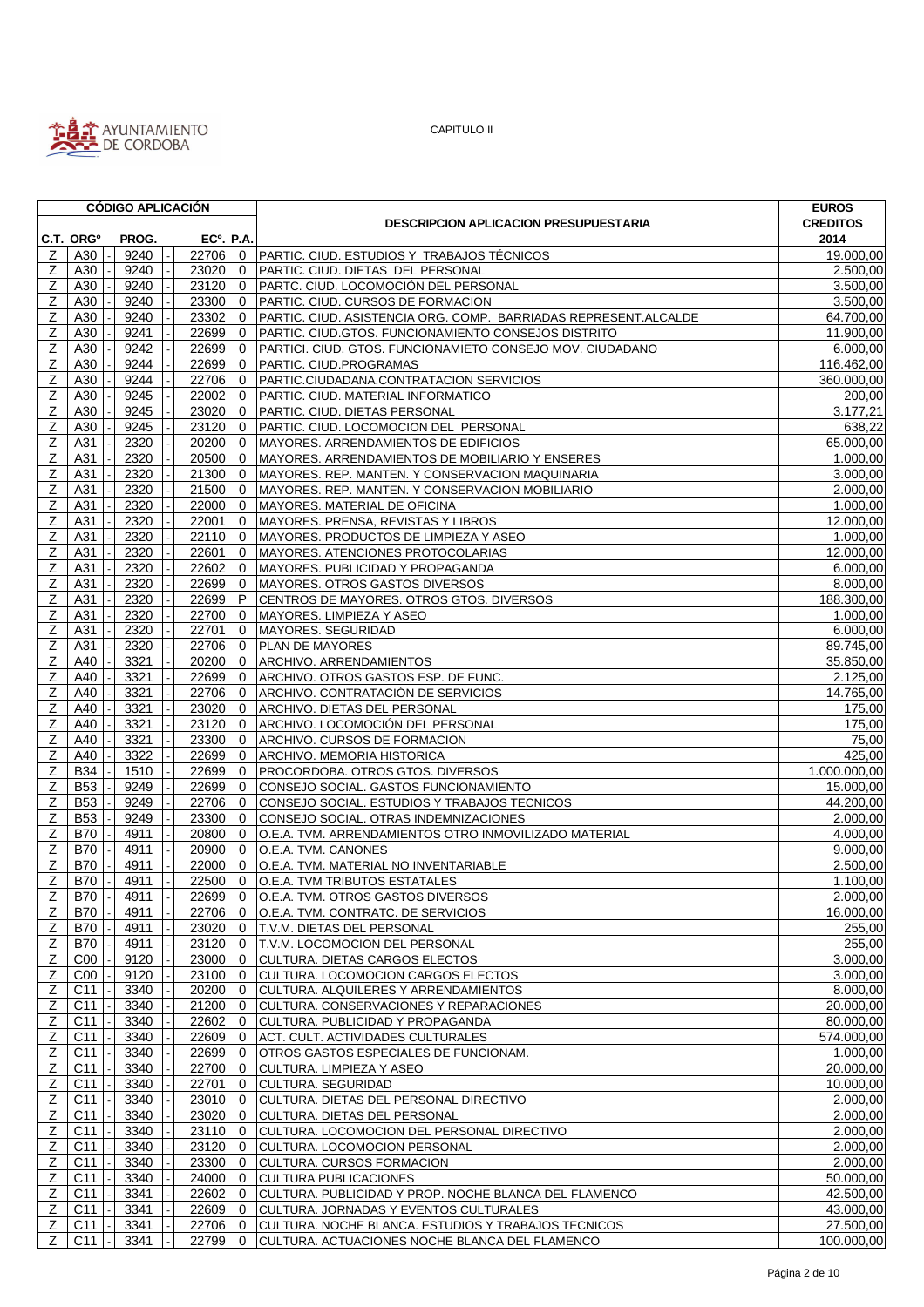CAPITULO II

| CÓDIGO APLICACIÓN | | | | | DESCRIPCION APLICACION PRESUPUESTARIA | EUROS CREDITOS 2014 |
|---|---|---|---|---|---|---|
| C.T. | ORGº | PROG. | ECº. | P.A. | | |
| Z | A30 | 9240 | 22706 | 0 | PARTIC. CIUD. ESTUDIOS Y TRABAJOS TÉCNICOS | 19.000,00 |
| Z | A30 | 9240 | 23020 | 0 | PARTIC. CIUD. DIETAS DEL PERSONAL | 2.500,00 |
| Z | A30 | 9240 | 23120 | 0 | PARTC. CIUD. LOCOMOCIÓN DEL PERSONAL | 3.500,00 |
| Z | A30 | 9240 | 23300 | 0 | PARTIC. CIUD. CURSOS DE FORMACION | 3.500,00 |
| Z | A30 | 9240 | 23302 | 0 | PARTIC. CIUD. ASISTENCIA ORG. COMP. BARRIADAS REPRESENT.ALCALDE | 64.700,00 |
| Z | A30 | 9241 | 22699 | 0 | PARTIC. CIUD.GTOS. FUNCIONAMIENTO CONSEJOS DISTRITO | 11.900,00 |
| Z | A30 | 9242 | 22699 | 0 | PARTICI. CIUD. GTOS. FUNCIONAMIETO CONSEJO MOV. CIUDADANO | 6.000,00 |
| Z | A30 | 9244 | 22699 | 0 | PARTIC. CIUD.PROGRAMAS | 116.462,00 |
| Z | A30 | 9244 | 22706 | 0 | PARTIC.CIUDADANA.CONTRATACION SERVICIOS | 360.000,00 |
| Z | A30 | 9245 | 22002 | 0 | PARTIC. CIUD. MATERIAL INFORMATICO | 200,00 |
| Z | A30 | 9245 | 23020 | 0 | PARTIC. CIUD. DIETAS PERSONAL | 3.177,21 |
| Z | A30 | 9245 | 23120 | 0 | PARTIC. CIUD. LOCOMOCION DEL PERSONAL | 638,22 |
| Z | A31 | 2320 | 20200 | 0 | MAYORES. ARRENDAMIENTOS DE EDIFICIOS | 65.000,00 |
| Z | A31 | 2320 | 20500 | 0 | MAYORES. ARRENDAMIENTOS DE MOBILIARIO Y ENSERES | 1.000,00 |
| Z | A31 | 2320 | 21300 | 0 | MAYORES. REP. MANTEN. Y CONSERVACION MAQUINARIA | 3.000,00 |
| Z | A31 | 2320 | 21500 | 0 | MAYORES. REP. MANTEN. Y CONSERVACION MOBILIARIO | 2.000,00 |
| Z | A31 | 2320 | 22000 | 0 | MAYORES. MATERIAL DE OFICINA | 1.000,00 |
| Z | A31 | 2320 | 22001 | 0 | MAYORES. PRENSA, REVISTAS Y LIBROS | 12.000,00 |
| Z | A31 | 2320 | 22110 | 0 | MAYORES. PRODUCTOS DE LIMPIEZA Y ASEO | 1.000,00 |
| Z | A31 | 2320 | 22601 | 0 | MAYORES. ATENCIONES PROTOCOLARIAS | 12.000,00 |
| Z | A31 | 2320 | 22602 | 0 | MAYORES. PUBLICIDAD Y PROPAGANDA | 6.000,00 |
| Z | A31 | 2320 | 22699 | 0 | MAYORES. OTROS GASTOS DIVERSOS | 8.000,00 |
| Z | A31 | 2320 | 22699 | P | CENTROS DE MAYORES. OTROS GTOS. DIVERSOS | 188.300,00 |
| Z | A31 | 2320 | 22700 | 0 | MAYORES. LIMPIEZA Y ASEO | 1.000,00 |
| Z | A31 | 2320 | 22701 | 0 | MAYORES. SEGURIDAD | 6.000,00 |
| Z | A31 | 2320 | 22706 | 0 | PLAN DE MAYORES | 89.745,00 |
| Z | A40 | 3321 | 20200 | 0 | ARCHIVO. ARRENDAMIENTOS | 35.850,00 |
| Z | A40 | 3321 | 22699 | 0 | ARCHIVO. OTROS GASTOS ESP. DE FUNC. | 2.125,00 |
| Z | A40 | 3321 | 22706 | 0 | ARCHIVO. CONTRATACIÓN DE SERVICIOS | 14.765,00 |
| Z | A40 | 3321 | 23020 | 0 | ARCHIVO. DIETAS DEL PERSONAL | 175,00 |
| Z | A40 | 3321 | 23120 | 0 | ARCHIVO. LOCOMOCIÓN DEL PERSONAL | 175,00 |
| Z | A40 | 3321 | 23300 | 0 | ARCHIVO. CURSOS DE FORMACION | 75,00 |
| Z | A40 | 3322 | 22699 | 0 | ARCHIVO. MEMORIA HISTORICA | 425,00 |
| Z | B34 | 1510 | 22699 | 0 | PROCORDOBA. OTROS GTOS. DIVERSOS | 1.000.000,00 |
| Z | B53 | 9249 | 22699 | 0 | CONSEJO SOCIAL. GASTOS FUNCIONAMIENTO | 15.000,00 |
| Z | B53 | 9249 | 22706 | 0 | CONSEJO SOCIAL. ESTUDIOS Y TRABAJOS TECNICOS | 44.200,00 |
| Z | B53 | 9249 | 23300 | 0 | CONSEJO SOCIAL. OTRAS INDEMNIZACIONES | 2.000,00 |
| Z | B70 | 4911 | 20800 | 0 | O.E.A. TVM. ARRENDAMIENTOS OTRO INMOVILIZADO MATERIAL | 4.000,00 |
| Z | B70 | 4911 | 20900 | 0 | O.E.A. TVM. CANONES | 9.000,00 |
| Z | B70 | 4911 | 22000 | 0 | O.E.A. TVM. MATERIAL NO INVENTARIABLE | 2.500,00 |
| Z | B70 | 4911 | 22500 | 0 | O.E.A. TVM TRIBUTOS ESTATALES | 1.100,00 |
| Z | B70 | 4911 | 22699 | 0 | O.E.A. TVM. OTROS GASTOS DIVERSOS | 2.000,00 |
| Z | B70 | 4911 | 22706 | 0 | O.E.A. TVM. CONTRATC. DE SERVICIOS | 16.000,00 |
| Z | B70 | 4911 | 23020 | 0 | T.V.M. DIETAS DEL PERSONAL | 255,00 |
| Z | B70 | 4911 | 23120 | 0 | T.V.M. LOCOMOCION DEL PERSONAL | 255,00 |
| Z | C00 | 9120 | 23000 | 0 | CULTURA. DIETAS CARGOS ELECTOS | 3.000,00 |
| Z | C00 | 9120 | 23100 | 0 | CULTURA. LOCOMOCION CARGOS ELECTOS | 3.000,00 |
| Z | C11 | 3340 | 20200 | 0 | CULTURA. ALQUILERES Y ARRENDAMIENTOS | 8.000,00 |
| Z | C11 | 3340 | 21200 | 0 | CULTURA. CONSERVACIONES Y REPARACIONES | 20.000,00 |
| Z | C11 | 3340 | 22602 | 0 | CULTURA. PUBLICIDAD Y PROPAGANDA | 80.000,00 |
| Z | C11 | 3340 | 22609 | 0 | ACT. CULT. ACTIVIDADES CULTURALES | 574.000,00 |
| Z | C11 | 3340 | 22699 | 0 | OTROS GASTOS ESPECIALES DE FUNCIONAM. | 1.000,00 |
| Z | C11 | 3340 | 22700 | 0 | CULTURA. LIMPIEZA Y ASEO | 20.000,00 |
| Z | C11 | 3340 | 22701 | 0 | CULTURA. SEGURIDAD | 10.000,00 |
| Z | C11 | 3340 | 23010 | 0 | CULTURA. DIETAS DEL PERSONAL DIRECTIVO | 2.000,00 |
| Z | C11 | 3340 | 23020 | 0 | CULTURA. DIETAS DEL PERSONAL | 2.000,00 |
| Z | C11 | 3340 | 23110 | 0 | CULTURA. LOCOMOCION DEL PERSONAL DIRECTIVO | 2.000,00 |
| Z | C11 | 3340 | 23120 | 0 | CULTURA. LOCOMOCION PERSONAL | 2.000,00 |
| Z | C11 | 3340 | 23300 | 0 | CULTURA. CURSOS FORMACION | 2.000,00 |
| Z | C11 | 3340 | 24000 | 0 | CULTURA PUBLICACIONES | 50.000,00 |
| Z | C11 | 3341 | 22602 | 0 | CULTURA. PUBLICIDAD Y PROP. NOCHE BLANCA DEL FLAMENCO | 42.500,00 |
| Z | C11 | 3341 | 22609 | 0 | CULTURA. JORNADAS Y EVENTOS CULTURALES | 43.000,00 |
| Z | C11 | 3341 | 22706 | 0 | CULTURA. NOCHE BLANCA. ESTUDIOS Y TRABAJOS TECNICOS | 27.500,00 |
| Z | C11 | 3341 | 22799 | 0 | CULTURA. ACTUACIONES NOCHE BLANCA DEL FLAMENCO | 100.000,00 |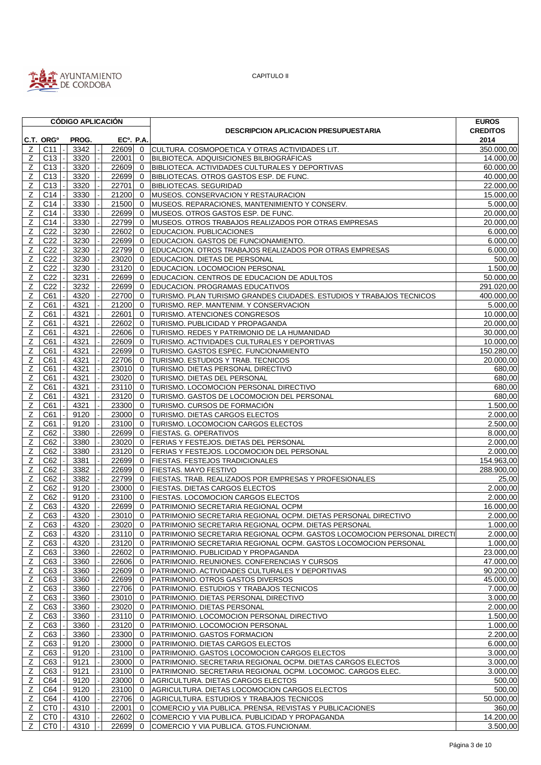CAPITULO II

| CÓDIGO APLICACIÓN | | | | | DESCRIPCION APLICACION PRESUPUESTARIA | EUROS CREDITOS |
|---|---|---|---|---|---|---|
| C.T. | ORGº | PROG. | ECº. | P.A. | | 2014 |
| Z | C11 | 3342 | 22609 | 0 | CULTURA. COSMOPOETICA Y OTRAS ACTIVIDADES LIT. | 350.000,00 |
| Z | C13 | 3320 | 22001 | 0 | BILBIOTECA. ADQUISICIONES BILBIOGRÁFICAS | 14.000,00 |
| Z | C13 | 3320 | 22609 | 0 | BIBLIOTECA. ACTIVIDADES CULTURALES Y DEPORTIVAS | 60.000,00 |
| Z | C13 | 3320 | 22699 | 0 | BIBLIOTECAS. OTROS GASTOS ESP. DE FUNC. | 40.000,00 |
| Z | C13 | 3320 | 22701 | 0 | BIBLIOTECAS. SEGURIDAD | 22.000,00 |
| Z | C14 | 3330 | 21200 | 0 | MUSEOS. CONSERVACION Y RESTAURACION | 15.000,00 |
| Z | C14 | 3330 | 21500 | 0 | MUSEOS. REPARACIONES, MANTENIMIENTO Y CONSERV. | 5.000,00 |
| Z | C14 | 3330 | 22699 | 0 | MUSEOS. OTROS GASTOS ESP. DE FUNC. | 20.000,00 |
| Z | C14 | 3330 | 22799 | 0 | MUSEOS. OTROS TRABAJOS REALIZADOS POR OTRAS EMPRESAS | 20.000,00 |
| Z | C22 | 3230 | 22602 | 0 | EDUCACION. PUBLICACIONES | 6.000,00 |
| Z | C22 | 3230 | 22699 | 0 | EDUCACION. GASTOS DE FUNCIONAMIENTO. | 6.000,00 |
| Z | C22 | 3230 | 22799 | 0 | EDUCACION. OTROS TRABAJOS REALIZADOS POR OTRAS EMPRESAS | 6.000,00 |
| Z | C22 | 3230 | 23020 | 0 | EDUCACION. DIETAS DE PERSONAL | 500,00 |
| Z | C22 | 3230 | 23120 | 0 | EDUCACION. LOCOMOCION PERSONAL | 1.500,00 |
| Z | C22 | 3231 | 22699 | 0 | EDUCACION. CENTROS DE EDUCACION DE ADULTOS | 50.000,00 |
| Z | C22 | 3232 | 22699 | 0 | EDUCACION. PROGRAMAS EDUCATIVOS | 291.020,00 |
| Z | C61 | 4320 | 22700 | 0 | TURISMO. PLAN TURISMO GRANDES CIUDADES. ESTUDIOS Y TRABAJOS TECNICOS | 400.000,00 |
| Z | C61 | 4321 | 21200 | 0 | TURISMO. REP. MANTENIM. Y CONSERVACION | 5.000,00 |
| Z | C61 | 4321 | 22601 | 0 | TURISMO. ATENCIONES CONGRESOS | 10.000,00 |
| Z | C61 | 4321 | 22602 | 0 | TURISMO. PUBLICIDAD Y PROPAGANDA | 20.000,00 |
| Z | C61 | 4321 | 22606 | 0 | TURISMO. REDES Y PATRIMONIO DE LA HUMANIDAD | 30.000,00 |
| Z | C61 | 4321 | 22609 | 0 | TURISMO. ACTIVIDADES CULTURALES Y DEPORTIVAS | 10.000,00 |
| Z | C61 | 4321 | 22699 | 0 | TURISMO. GASTOS ESPEC. FUNCIONAMIENTO | 150.280,00 |
| Z | C61 | 4321 | 22706 | 0 | TURISMO. ESTUDIOS Y TRAB. TECNICOS | 20.000,00 |
| Z | C61 | 4321 | 23010 | 0 | TURISMO. DIETAS PERSONAL DIRECTIVO | 680,00 |
| Z | C61 | 4321 | 23020 | 0 | TURISMO. DIETAS DEL PERSONAL | 680,00 |
| Z | C61 | 4321 | 23110 | 0 | TURISMO. LOCOMOCION PERSONAL DIRECTIVO | 680,00 |
| Z | C61 | 4321 | 23120 | 0 | TURISMO. GASTOS DE LOCOMOCION DEL PERSONAL | 680,00 |
| Z | C61 | 4321 | 23300 | 0 | TURISMO. CURSOS DE FORMACIÓN | 1.500,00 |
| Z | C61 | 9120 | 23000 | 0 | TURISMO. DIETAS CARGOS ELECTOS | 2.000,00 |
| Z | C61 | 9120 | 23100 | 0 | TURISMO. LOCOMOCION CARGOS ELECTOS | 2.500,00 |
| Z | C62 | 3380 | 22699 | 0 | FIESTAS. G. OPERATIVOS | 8.000,00 |
| Z | C62 | 3380 | 23020 | 0 | FERIAS Y FESTEJOS. DIETAS DEL PERSONAL | 2.000,00 |
| Z | C62 | 3380 | 23120 | 0 | FERIAS Y FESTEJOS. LOCOMOCION DEL PERSONAL | 2.000,00 |
| Z | C62 | 3381 | 22699 | 0 | FIESTAS. FESTEJOS TRADICIONALES | 154.963,00 |
| Z | C62 | 3382 | 22699 | 0 | FIESTAS. MAYO FESTIVO | 288.900,00 |
| Z | C62 | 3382 | 22799 | 0 | FIESTAS. TRAB. REALIZADOS POR EMPRESAS Y PROFESIONALES | 25,00 |
| Z | C62 | 9120 | 23000 | 0 | FIESTAS. DIETAS CARGOS ELECTOS | 2.000,00 |
| Z | C62 | 9120 | 23100 | 0 | FIESTAS. LOCOMOCION CARGOS ELECTOS | 2.000,00 |
| Z | C63 | 4320 | 22699 | 0 | PATRIMONIO SECRETARIA REGIONAL OCPM | 16.000,00 |
| Z | C63 | 4320 | 23010 | 0 | PATRIMONIO SECRETARIA REGIONAL OCPM. DIETAS PERSONAL DIRECTIVO | 2.000,00 |
| Z | C63 | 4320 | 23020 | 0 | PATRIMONIO SECRETARIA REGIONAL OCPM. DIETAS PERSONAL | 1.000,00 |
| Z | C63 | 4320 | 23110 | 0 | PATRIMONIO SECRETARIA REGIONAL OCPM. GASTOS LOCOMOCION PERSONAL DIRECTI | 2.000,00 |
| Z | C63 | 4320 | 23120 | 0 | PATRIMONIO SECRETARIA REGIONAL OCPM. GASTOS LOCOMOCION PERSONAL | 1.000,00 |
| Z | C63 | 3360 | 22602 | 0 | PATRIMONIO. PUBLICIDAD Y PROPAGANDA | 23.000,00 |
| Z | C63 | 3360 | 22606 | 0 | PATRIMONIO. REUNIONES. CONFERENCIAS Y CURSOS | 47.000,00 |
| Z | C63 | 3360 | 22609 | 0 | PATRIMONIO. ACTIVIDADES CULTURALES Y DEPORTIVAS | 90.200,00 |
| Z | C63 | 3360 | 22699 | 0 | PATRIMONIO. OTROS GASTOS DIVERSOS | 45.000,00 |
| Z | C63 | 3360 | 22706 | 0 | PATRIMONIO. ESTUDIOS Y TRABAJOS TECNICOS | 7.000,00 |
| Z | C63 | 3360 | 23010 | 0 | PATRIMONIO. DIETAS PERSONAL DIRECTIVO | 3.000,00 |
| Z | C63 | 3360 | 23020 | 0 | PATRIMONIO. DIETAS PERSONAL | 2.000,00 |
| Z | C63 | 3360 | 23110 | 0 | PATRIMONIO. LOCOMOCION PERSONAL DIRECTIVO | 1.500,00 |
| Z | C63 | 3360 | 23120 | 0 | PATRIMONIO. LOCOMOCION PERSONAL | 1.000,00 |
| Z | C63 | 3360 | 23300 | 0 | PATRIMONIO. GASTOS FORMACION | 2.200,00 |
| Z | C63 | 9120 | 23000 | 0 | PATRIMONIO. DIETAS CARGOS ELECTOS | 6.000,00 |
| Z | C63 | 9120 | 23100 | 0 | PATRIMONIO. GASTOS LOCOMOCION CARGOS ELECTOS | 3.000,00 |
| Z | C63 | 9121 | 23000 | 0 | PATRIMONIO. SECRETARIA REGIONAL OCPM. DIETAS CARGOS ELECTOS | 3.000,00 |
| Z | C63 | 9121 | 23100 | 0 | PATRIMONIO. SECRETARIA REGIONAL OCPM. LOCOMOC. CARGOS ELEC. | 3.000,00 |
| Z | C64 | 9120 | 23000 | 0 | AGRICULTURA. DIETAS CARGOS ELECTOS | 500,00 |
| Z | C64 | 9120 | 23100 | 0 | AGRICULTURA. DIETAS LOCOMOCION CARGOS ELECTOS | 500,00 |
| Z | C64 | 4100 | 22706 | 0 | AGRICULTURA. ESTUDIOS Y TRABAJOS TECNICOS | 50.000,00 |
| Z | CT0 | 4310 | 22001 | 0 | COMERCIO y VIA PUBLICA. PRENSA, REVISTAS Y PUBLICACIONES | 360,00 |
| Z | CT0 | 4310 | 22602 | 0 | COMERCIO Y VIA PUBLICA. PUBLICIDAD Y PROPAGANDA | 14.200,00 |
| Z | CT0 | 4310 | 22699 | 0 | COMERCIO Y VIA PUBLICA. GTOS.FUNCIONAM. | 3.500,00 |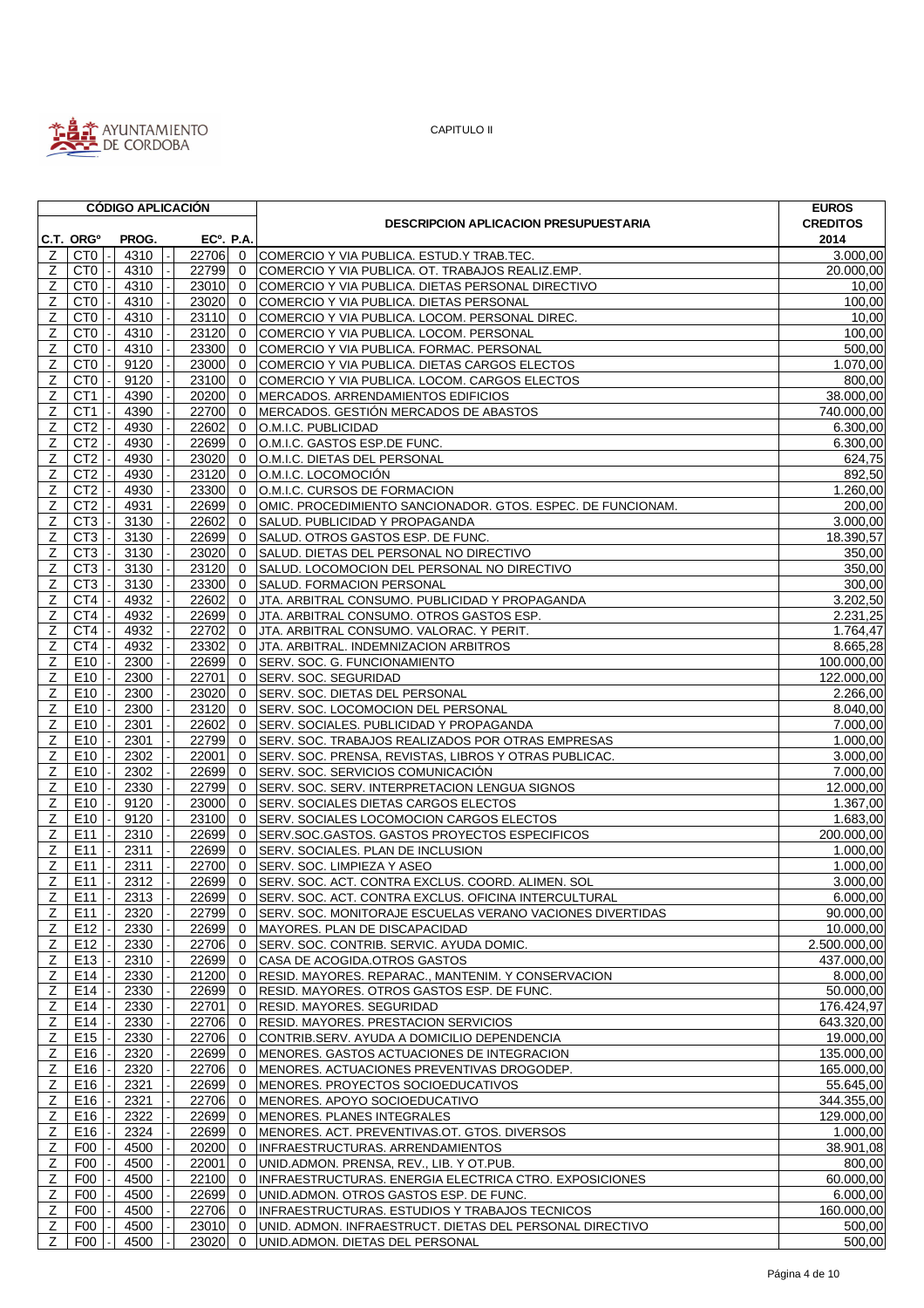CAPITULO II

| CÓDIGO APLICACIÓN | | | | | DESCRIPCION APLICACION PRESUPUESTARIA | EUROS CREDITOS 2014 |
|---|---|---|---|---|---|---|
| C.T. | ORGº | PROG. | ECº. | P.A. | | |
| Z | CT0 | 4310 | 22706 | 0 | COMERCIO Y VIA PUBLICA. ESTUD.Y TRAB.TEC. | 3.000,00 |
| Z | CT0 | 4310 | 22799 | 0 | COMERCIO Y VIA PUBLICA. OT. TRABAJOS REALIZ.EMP. | 20.000,00 |
| Z | CT0 | 4310 | 23010 | 0 | COMERCIO Y VIA PUBLICA. DIETAS PERSONAL DIRECTIVO | 10,00 |
| Z | CT0 | 4310 | 23020 | 0 | COMERCIO Y VIA PUBLICA. DIETAS PERSONAL | 100,00 |
| Z | CT0 | 4310 | 23110 | 0 | COMERCIO Y VIA PUBLICA. LOCOM. PERSONAL DIREC. | 10,00 |
| Z | CT0 | 4310 | 23120 | 0 | COMERCIO Y VIA PUBLICA. LOCOM. PERSONAL | 100,00 |
| Z | CT0 | 4310 | 23300 | 0 | COMERCIO Y VIA PUBLICA. FORMAC. PERSONAL | 500,00 |
| Z | CT0 | 9120 | 23000 | 0 | COMERCIO Y VIA PUBLICA. DIETAS CARGOS ELECTOS | 1.070,00 |
| Z | CT0 | 9120 | 23100 | 0 | COMERCIO Y VIA PUBLICA. LOCOM. CARGOS ELECTOS | 800,00 |
| Z | CT1 | 4390 | 20200 | 0 | MERCADOS. ARRENDAMIENTOS EDIFICIOS | 38.000,00 |
| Z | CT1 | 4390 | 22700 | 0 | MERCADOS. GESTIÓN MERCADOS DE ABASTOS | 740.000,00 |
| Z | CT2 | 4930 | 22602 | 0 | O.M.I.C. PUBLICIDAD | 6.300,00 |
| Z | CT2 | 4930 | 22699 | 0 | O.M.I.C. GASTOS ESP.DE FUNC. | 6.300,00 |
| Z | CT2 | 4930 | 23020 | 0 | O.M.I.C. DIETAS DEL PERSONAL | 624,75 |
| Z | CT2 | 4930 | 23120 | 0 | O.M.I.C. LOCOMOCIÓN | 892,50 |
| Z | CT2 | 4930 | 23300 | 0 | O.M.I.C. CURSOS DE FORMACION | 1.260,00 |
| Z | CT2 | 4931 | 22699 | 0 | OMIC. PROCEDIMIENTO SANCIONADOR. GTOS. ESPEC. DE FUNCIONAM. | 200,00 |
| Z | CT3 | 3130 | 22602 | 0 | SALUD. PUBLICIDAD Y PROPAGANDA | 3.000,00 |
| Z | CT3 | 3130 | 22699 | 0 | SALUD. OTROS GASTOS ESP. DE FUNC. | 18.390,57 |
| Z | CT3 | 3130 | 23020 | 0 | SALUD. DIETAS DEL PERSONAL NO DIRECTIVO | 350,00 |
| Z | CT3 | 3130 | 23120 | 0 | SALUD. LOCOMOCION DEL PERSONAL NO DIRECTIVO | 350,00 |
| Z | CT3 | 3130 | 23300 | 0 | SALUD. FORMACION PERSONAL | 300,00 |
| Z | CT4 | 4932 | 22602 | 0 | JTA. ARBITRAL CONSUMO. PUBLICIDAD Y PROPAGANDA | 3.202,50 |
| Z | CT4 | 4932 | 22699 | 0 | JTA. ARBITRAL CONSUMO. OTROS GASTOS ESP. | 2.231,25 |
| Z | CT4 | 4932 | 22702 | 0 | JTA. ARBITRAL CONSUMO. VALORAC. Y PERIT. | 1.764,47 |
| Z | CT4 | 4932 | 23302 | 0 | JTA. ARBITRAL. INDEMNIZACION ARBITROS | 8.665,28 |
| Z | E10 | 2300 | 22699 | 0 | SERV. SOC. G. FUNCIONAMIENTO | 100.000,00 |
| Z | E10 | 2300 | 22701 | 0 | SERV. SOC. SEGURIDAD | 122.000,00 |
| Z | E10 | 2300 | 23020 | 0 | SERV. SOC. DIETAS DEL PERSONAL | 2.266,00 |
| Z | E10 | 2300 | 23120 | 0 | SERV. SOC. LOCOMOCION DEL PERSONAL | 8.040,00 |
| Z | E10 | 2301 | 22602 | 0 | SERV. SOCIALES. PUBLICIDAD Y PROPAGANDA | 7.000,00 |
| Z | E10 | 2301 | 22799 | 0 | SERV. SOC. TRABAJOS REALIZADOS POR OTRAS EMPRESAS | 1.000,00 |
| Z | E10 | 2302 | 22001 | 0 | SERV. SOC. PRENSA, REVISTAS, LIBROS Y OTRAS PUBLICAC. | 3.000,00 |
| Z | E10 | 2302 | 22699 | 0 | SERV. SOC. SERVICIOS COMUNICACIÓN | 7.000,00 |
| Z | E10 | 2330 | 22799 | 0 | SERV. SOC. SERV. INTERPRETACION LENGUA SIGNOS | 12.000,00 |
| Z | E10 | 9120 | 23000 | 0 | SERV. SOCIALES DIETAS CARGOS ELECTOS | 1.367,00 |
| Z | E10 | 9120 | 23100 | 0 | SERV. SOCIALES LOCOMOCION CARGOS ELECTOS | 1.683,00 |
| Z | E11 | 2310 | 22699 | 0 | SERV.SOC.GASTOS. GASTOS PROYECTOS ESPECIFICOS | 200.000,00 |
| Z | E11 | 2311 | 22699 | 0 | SERV. SOCIALES. PLAN DE INCLUSION | 1.000,00 |
| Z | E11 | 2311 | 22700 | 0 | SERV. SOC. LIMPIEZA Y ASEO | 1.000,00 |
| Z | E11 | 2312 | 22699 | 0 | SERV. SOC. ACT. CONTRA EXCLUS. COORD. ALIMEN. SOL | 3.000,00 |
| Z | E11 | 2313 | 22699 | 0 | SERV. SOC. ACT. CONTRA EXCLUS. OFICINA INTERCULTURAL | 6.000,00 |
| Z | E11 | 2320 | 22799 | 0 | SERV. SOC. MONITORAJE ESCUELAS VERANO VACIONES DIVERTIDAS | 90.000,00 |
| Z | E12 | 2330 | 22699 | 0 | MAYORES. PLAN DE DISCAPACIDAD | 10.000,00 |
| Z | E12 | 2330 | 22706 | 0 | SERV. SOC. CONTRIB. SERVIC. AYUDA DOMIC. | 2.500.000,00 |
| Z | E13 | 2310 | 22699 | 0 | CASA DE ACOGIDA.OTROS GASTOS | 437.000,00 |
| Z | E14 | 2330 | 21200 | 0 | RESID. MAYORES. REPARAC., MANTENIM. Y CONSERVACION | 8.000,00 |
| Z | E14 | 2330 | 22699 | 0 | RESID. MAYORES. OTROS GASTOS ESP. DE FUNC. | 50.000,00 |
| Z | E14 | 2330 | 22701 | 0 | RESID. MAYORES. SEGURIDAD | 176.424,97 |
| Z | E14 | 2330 | 22706 | 0 | RESID. MAYORES. PRESTACION SERVICIOS | 643.320,00 |
| Z | E15 | 2330 | 22706 | 0 | CONTRIB.SERV. AYUDA A DOMICILIO DEPENDENCIA | 19.000,00 |
| Z | E16 | 2320 | 22699 | 0 | MENORES. GASTOS ACTUACIONES DE INTEGRACION | 135.000,00 |
| Z | E16 | 2320 | 22706 | 0 | MENORES. ACTUACIONES PREVENTIVAS DROGODEP. | 165.000,00 |
| Z | E16 | 2321 | 22699 | 0 | MENORES. PROYECTOS SOCIOEDUCATIVOS | 55.645,00 |
| Z | E16 | 2321 | 22706 | 0 | MENORES. APOYO SOCIOEDUCATIVO | 344.355,00 |
| Z | E16 | 2322 | 22699 | 0 | MENORES. PLANES INTEGRALES | 129.000,00 |
| Z | E16 | 2324 | 22699 | 0 | MENORES. ACT. PREVENTIVAS.OT. GTOS. DIVERSOS | 1.000,00 |
| Z | F00 | 4500 | 20200 | 0 | INFRAESTRUCTURAS. ARRENDAMIENTOS | 38.901,08 |
| Z | F00 | 4500 | 22001 | 0 | UNID.ADMON. PRENSA, REV., LIB. Y OT.PUB. | 800,00 |
| Z | F00 | 4500 | 22100 | 0 | INFRAESTRUCTURAS. ENERGIA ELECTRICA CTRO. EXPOSICIONES | 60.000,00 |
| Z | F00 | 4500 | 22699 | 0 | UNID.ADMON. OTROS GASTOS ESP. DE FUNC. | 6.000,00 |
| Z | F00 | 4500 | 22706 | 0 | INFRAESTRUCTURAS. ESTUDIOS Y TRABAJOS TECNICOS | 160.000,00 |
| Z | F00 | 4500 | 23010 | 0 | UNID. ADMON. INFRAESTRUCT. DIETAS DEL PERSONAL DIRECTIVO | 500,00 |
| Z | F00 | 4500 | 23020 | 0 | UNID.ADMON. DIETAS DEL PERSONAL | 500,00 |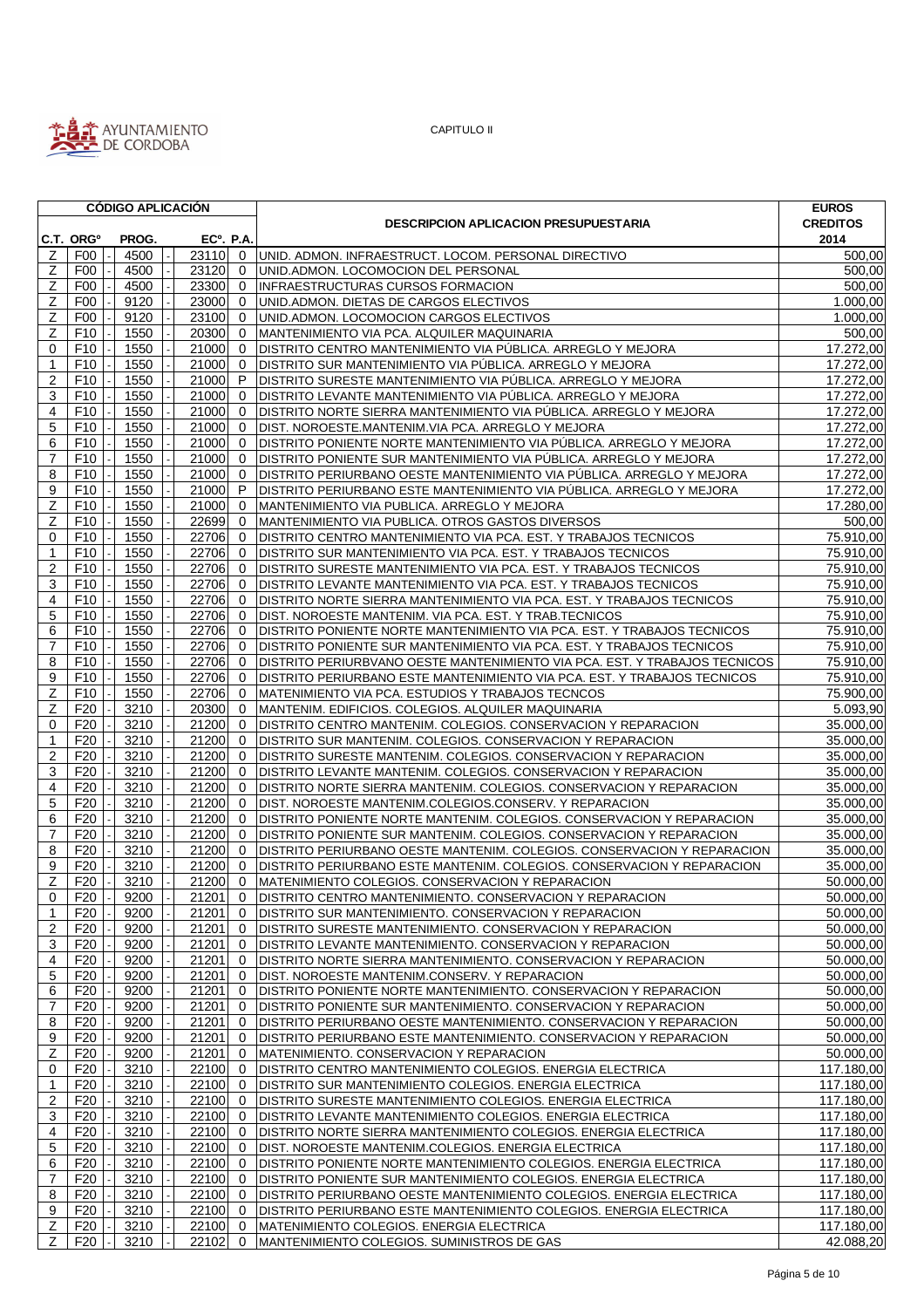CAPITULO II

| CÓDIGO APLICACIÓN | | | | | DESCRIPCION APLICACION PRESUPUESTARIA | EUROS CREDITOS 2014 |
|---|---|---|---|---|---|---|
| C.T. | ORGº | PROG. | ECº. | P.A. | | |
| Z | F00 | 4500 | 23110 | 0 | UNID. ADMON. INFRAESTRUCT. LOCOM. PERSONAL DIRECTIVO | 500,00 |
| Z | F00 | 4500 | 23120 | 0 | UNID.ADMON. LOCOMOCION DEL PERSONAL | 500,00 |
| Z | F00 | 4500 | 23300 | 0 | INFRAESTRUCTURAS CURSOS FORMACION | 500,00 |
| Z | F00 | 9120 | 23000 | 0 | UNID.ADMON. DIETAS DE CARGOS ELECTIVOS | 1.000,00 |
| Z | F00 | 9120 | 23100 | 0 | UNID.ADMON. LOCOMOCION CARGOS ELECTIVOS | 1.000,00 |
| Z | F10 | 1550 | 20300 | 0 | MANTENIMIENTO VIA PCA. ALQUILER MAQUINARIA | 500,00 |
| 0 | F10 | 1550 | 21000 | 0 | DISTRITO CENTRO MANTENIMIENTO VIA PÚBLICA. ARREGLO Y MEJORA | 17.272,00 |
| 1 | F10 | 1550 | 21000 | 0 | DISTRITO SUR MANTENIMIENTO VIA PÚBLICA. ARREGLO Y MEJORA | 17.272,00 |
| 2 | F10 | 1550 | 21000 | P | DISTRITO SURESTE MANTENIMIENTO VIA PÚBLICA. ARREGLO Y MEJORA | 17.272,00 |
| 3 | F10 | 1550 | 21000 | 0 | DISTRITO LEVANTE MANTENIMIENTO VIA PÚBLICA. ARREGLO Y MEJORA | 17.272,00 |
| 4 | F10 | 1550 | 21000 | 0 | DISTRITO NORTE SIERRA MANTENIMIENTO VIA PÚBLICA. ARREGLO Y MEJORA | 17.272,00 |
| 5 | F10 | 1550 | 21000 | 0 | DIST. NOROESTE.MANTENIM.VIA PCA. ARREGLO Y MEJORA | 17.272,00 |
| 6 | F10 | 1550 | 21000 | 0 | DISTRITO PONIENTE NORTE MANTENIMIENTO VIA PÚBLICA. ARREGLO Y MEJORA | 17.272,00 |
| 7 | F10 | 1550 | 21000 | 0 | DISTRITO PONIENTE SUR MANTENIMIENTO VIA PÚBLICA. ARREGLO Y MEJORA | 17.272,00 |
| 8 | F10 | 1550 | 21000 | 0 | DISTRITO PERIURBANO OESTE MANTENIMIENTO VIA PÚBLICA. ARREGLO Y MEJORA | 17.272,00 |
| 9 | F10 | 1550 | 21000 | P | DISTRITO PERIURBANO ESTE MANTENIMIENTO VIA PÚBLICA. ARREGLO Y MEJORA | 17.272,00 |
| Z | F10 | 1550 | 21000 | 0 | MANTENIMIENTO VIA PUBLICA. ARREGLO Y MEJORA | 17.280,00 |
| Z | F10 | 1550 | 22699 | 0 | MANTENIMIENTO VIA PUBLICA. OTROS GASTOS DIVERSOS | 500,00 |
| 0 | F10 | 1550 | 22706 | 0 | DISTRITO CENTRO MANTENIMIENTO VIA PCA. EST. Y TRABAJOS TECNICOS | 75.910,00 |
| 1 | F10 | 1550 | 22706 | 0 | DISTRITO SUR MANTENIMIENTO VIA PCA. EST. Y TRABAJOS TECNICOS | 75.910,00 |
| 2 | F10 | 1550 | 22706 | 0 | DISTRITO SURESTE MANTENIMIENTO VIA PCA. EST. Y TRABAJOS TECNICOS | 75.910,00 |
| 3 | F10 | 1550 | 22706 | 0 | DISTRITO LEVANTE MANTENIMIENTO VIA PCA. EST. Y TRABAJOS TECNICOS | 75.910,00 |
| 4 | F10 | 1550 | 22706 | 0 | DISTRITO NORTE SIERRA MANTENIMIENTO VIA PCA. EST. Y TRABAJOS TECNICOS | 75.910,00 |
| 5 | F10 | 1550 | 22706 | 0 | DIST. NOROESTE MANTENIM. VIA PCA. EST. Y TRAB.TECNICOS | 75.910,00 |
| 6 | F10 | 1550 | 22706 | 0 | DISTRITO PONIENTE NORTE MANTENIMIENTO VIA PCA. EST. Y TRABAJOS TECNICOS | 75.910,00 |
| 7 | F10 | 1550 | 22706 | 0 | DISTRITO PONIENTE SUR MANTENIMIENTO VIA PCA. EST. Y TRABAJOS TECNICOS | 75.910,00 |
| 8 | F10 | 1550 | 22706 | 0 | DISTRITO PERIURBVANO OESTE MANTENIMIENTO VIA PCA. EST. Y TRABAJOS TECNICOS | 75.910,00 |
| 9 | F10 | 1550 | 22706 | 0 | DISTRITO PERIURBANO ESTE MANTENIMIENTO VIA PCA. EST. Y TRABAJOS TECNICOS | 75.910,00 |
| Z | F10 | 1550 | 22706 | 0 | MANTENIMIENTO VIA PCA. ESTUDIOS Y TRABAJOS TECNCOS | 75.900,00 |
| Z | F20 | 3210 | 20300 | 0 | MANTENIM. EDIFICIOS. COLEGIOS. ALQUILER MAQUINARIA | 5.093,90 |
| 0 | F20 | 3210 | 21200 | 0 | DISTRITO CENTRO MANTENIM. COLEGIOS. CONSERVACION Y REPARACION | 35.000,00 |
| 1 | F20 | 3210 | 21200 | 0 | DISTRITO SUR MANTENIM. COLEGIOS. CONSERVACION Y REPARACION | 35.000,00 |
| 2 | F20 | 3210 | 21200 | 0 | DISTRITO SURESTE MANTENIM. COLEGIOS. CONSERVACION Y REPARACION | 35.000,00 |
| 3 | F20 | 3210 | 21200 | 0 | DISTRITO LEVANTE MANTENIM. COLEGIOS. CONSERVACION Y REPARACION | 35.000,00 |
| 4 | F20 | 3210 | 21200 | 0 | DISTRITO NORTE SIERRA MANTENIM. COLEGIOS. CONSERVACION Y REPARACION | 35.000,00 |
| 5 | F20 | 3210 | 21200 | 0 | DIST. NOROESTE MANTENIM.COLEGIOS.CONSERV. Y REPARACION | 35.000,00 |
| 6 | F20 | 3210 | 21200 | 0 | DISTRITO PONIENTE NORTE MANTENIM. COLEGIOS. CONSERVACION Y REPARACION | 35.000,00 |
| 7 | F20 | 3210 | 21200 | 0 | DISTRITO PONIENTE SUR MANTENIM. COLEGIOS. CONSERVACION Y REPARACION | 35.000,00 |
| 8 | F20 | 3210 | 21200 | 0 | DISTRITO PERIURBANO OESTE MANTENIM. COLEGIOS. CONSERVACION Y REPARACION | 35.000,00 |
| 9 | F20 | 3210 | 21200 | 0 | DISTRITO PERIURBANO ESTE MANTENIM. COLEGIOS. CONSERVACION Y REPARACION | 35.000,00 |
| Z | F20 | 3210 | 21200 | 0 | MATENIMIENTO COLEGIOS. CONSERVACION Y REPARACION | 50.000,00 |
| 0 | F20 | 9200 | 21201 | 0 | DISTRITO CENTRO MANTENIMIENTO. CONSERVACION Y REPARACION | 50.000,00 |
| 1 | F20 | 9200 | 21201 | 0 | DISTRITO SUR MANTENIMIENTO. CONSERVACION Y REPARACION | 50.000,00 |
| 2 | F20 | 9200 | 21201 | 0 | DISTRITO SURESTE MANTENIMIENTO. CONSERVACION Y REPARACION | 50.000,00 |
| 3 | F20 | 9200 | 21201 | 0 | DISTRITO LEVANTE MANTENIMIENTO. CONSERVACION Y REPARACION | 50.000,00 |
| 4 | F20 | 9200 | 21201 | 0 | DISTRITO NORTE SIERRA MANTENIMIENTO. CONSERVACION Y REPARACION | 50.000,00 |
| 5 | F20 | 9200 | 21201 | 0 | DIST. NOROESTE MANTENIM.CONSERV. Y REPARACION | 50.000,00 |
| 6 | F20 | 9200 | 21201 | 0 | DISTRITO PONIENTE NORTE MANTENIMIENTO. CONSERVACION Y REPARACION | 50.000,00 |
| 7 | F20 | 9200 | 21201 | 0 | DISTRITO PONIENTE SUR MANTENIMIENTO. CONSERVACION Y REPARACION | 50.000,00 |
| 8 | F20 | 9200 | 21201 | 0 | DISTRITO PERIURBANO OESTE MANTENIMIENTO. CONSERVACION Y REPARACION | 50.000,00 |
| 9 | F20 | 9200 | 21201 | 0 | DISTRITO PERIURBANO ESTE MANTENIMIENTO. CONSERVACION Y REPARACION | 50.000,00 |
| Z | F20 | 9200 | 21201 | 0 | MATENIMIENTO. CONSERVACION Y REPARACION | 50.000,00 |
| 0 | F20 | 3210 | 22100 | 0 | DISTRITO CENTRO MANTENIMIENTO COLEGIOS. ENERGIA ELECTRICA | 117.180,00 |
| 1 | F20 | 3210 | 22100 | 0 | DISTRITO SUR MANTENIMIENTO COLEGIOS. ENERGIA ELECTRICA | 117.180,00 |
| 2 | F20 | 3210 | 22100 | 0 | DISTRITO SURESTE MANTENIMIENTO COLEGIOS. ENERGIA ELECTRICA | 117.180,00 |
| 3 | F20 | 3210 | 22100 | 0 | DISTRITO LEVANTE MANTENIMIENTO COLEGIOS. ENERGIA ELECTRICA | 117.180,00 |
| 4 | F20 | 3210 | 22100 | 0 | DISTRITO NORTE SIERRA MANTENIMIENTO COLEGIOS. ENERGIA ELECTRICA | 117.180,00 |
| 5 | F20 | 3210 | 22100 | 0 | DIST. NOROESTE MANTENIM.COLEGIOS. ENERGIA ELECTRICA | 117.180,00 |
| 6 | F20 | 3210 | 22100 | 0 | DISTRITO PONIENTE NORTE MANTENIMIENTO COLEGIOS. ENERGIA ELECTRICA | 117.180,00 |
| 7 | F20 | 3210 | 22100 | 0 | DISTRITO PONIENTE SUR MANTENIMIENTO COLEGIOS. ENERGIA ELECTRICA | 117.180,00 |
| 8 | F20 | 3210 | 22100 | 0 | DISTRITO PERIURBANO OESTE MANTENIMIENTO COLEGIOS. ENERGIA ELECTRICA | 117.180,00 |
| 9 | F20 | 3210 | 22100 | 0 | DISTRITO PERIURBANO ESTE MANTENIMIENTO COLEGIOS. ENERGIA ELECTRICA | 117.180,00 |
| Z | F20 | 3210 | 22100 | 0 | MATENIMIENTO COLEGIOS. ENERGIA ELECTRICA | 117.180,00 |
| Z | F20 | 3210 | 22102 | 0 | MANTENIMIENTO COLEGIOS. SUMINISTROS DE GAS | 42.088,20 |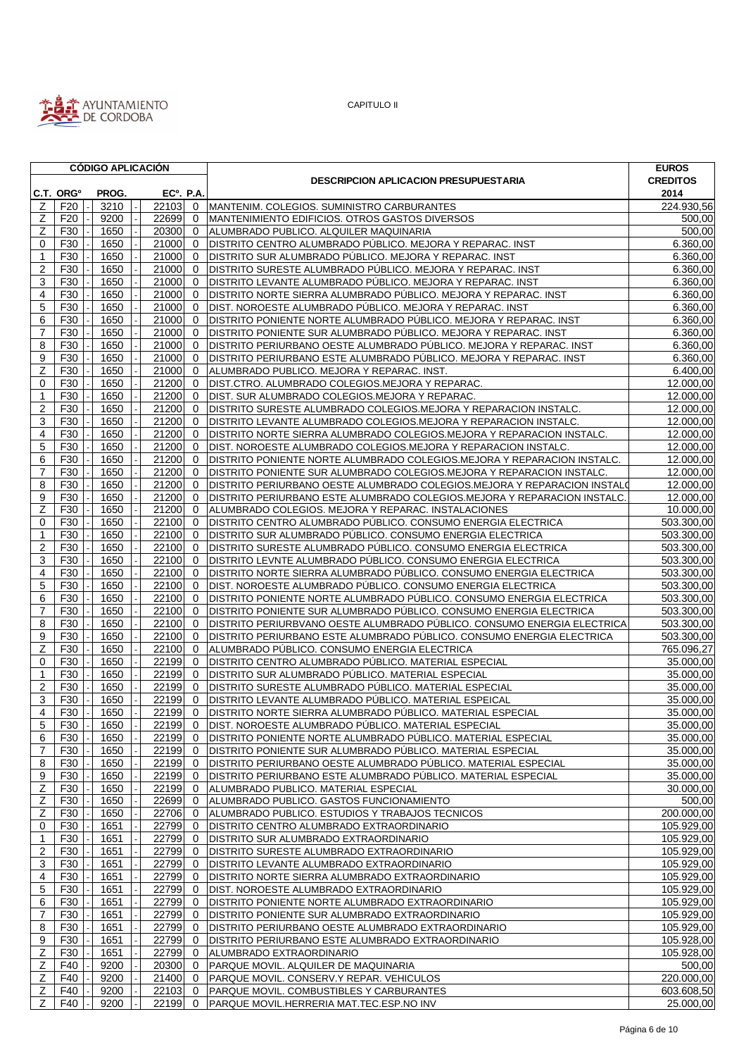CAPITULO II

| CÓDIGO APLICACIÓN | | | | | DESCRIPCION APLICACION PRESUPUESTARIA | EUROS CREDITOS 2014 |
|---|---|---|---|---|---|---|
| C.T. | ORGº | PROG. | ECº. | P.A. | | |
| Z | F20 | 3210 | 22103 | 0 | MANTENIM. COLEGIOS. SUMINISTRO CARBURANTES | 224.930,56 |
| Z | F20 | 9200 | 22699 | 0 | MANTENIMIENTO EDIFICIOS. OTROS GASTOS DIVERSOS | 500,00 |
| Z | F30 | 1650 | 20300 | 0 | ALUMBRADO PUBLICO. ALQUILER MAQUINARIA | 500,00 |
| 0 | F30 | 1650 | 21000 | 0 | DISTRITO CENTRO ALUMBRADO PÚBLICO. MEJORA Y REPARAC. INST | 6.360,00 |
| 1 | F30 | 1650 | 21000 | 0 | DISTRITO SUR ALUMBRADO PÚBLICO. MEJORA Y REPARAC. INST | 6.360,00 |
| 2 | F30 | 1650 | 21000 | 0 | DISTRITO SURESTE ALUMBRADO PÚBLICO. MEJORA Y REPARAC. INST | 6.360,00 |
| 3 | F30 | 1650 | 21000 | 0 | DISTRITO LEVANTE ALUMBRADO PÚBLICO. MEJORA Y REPARAC. INST | 6.360,00 |
| 4 | F30 | 1650 | 21000 | 0 | DISTRITO NORTE SIERRA ALUMBRADO PÚBLICO. MEJORA Y REPARAC. INST | 6.360,00 |
| 5 | F30 | 1650 | 21000 | 0 | DIST. NOROESTE ALUMBRADO PÚBLICO. MEJORA Y REPARAC. INST | 6.360,00 |
| 6 | F30 | 1650 | 21000 | 0 | DISTRITO PONIENTE NORTE ALUMBRADO PÚBLICO. MEJORA Y REPARAC. INST | 6.360,00 |
| 7 | F30 | 1650 | 21000 | 0 | DISTRITO PONIENTE SUR ALUMBRADO PÚBLICO. MEJORA Y REPARAC. INST | 6.360,00 |
| 8 | F30 | 1650 | 21000 | 0 | DISTRITO PERIURBANO OESTE ALUMBRADO PÚBLICO. MEJORA Y REPARAC. INST | 6.360,00 |
| 9 | F30 | 1650 | 21000 | 0 | DISTRITO PERIURBANO ESTE ALUMBRADO PÚBLICO. MEJORA Y REPARAC. INST | 6.360,00 |
| Z | F30 | 1650 | 21000 | 0 | ALUMBRADO PUBLICO. MEJORA Y REPARAC. INST. | 6.400,00 |
| 0 | F30 | 1650 | 21200 | 0 | DIST.CTRO. ALUMBRADO COLEGIOS.MEJORA Y REPARAC. | 12.000,00 |
| 1 | F30 | 1650 | 21200 | 0 | DIST. SUR ALUMBRADO COLEGIOS.MEJORA Y REPARAC. | 12.000,00 |
| 2 | F30 | 1650 | 21200 | 0 | DISTRITO SURESTE ALUMBRADO COLEGIOS.MEJORA Y REPARACION INSTALC. | 12.000,00 |
| 3 | F30 | 1650 | 21200 | 0 | DISTRITO LEVANTE ALUMBRADO COLEGIOS.MEJORA Y REPARACION INSTALC. | 12.000,00 |
| 4 | F30 | 1650 | 21200 | 0 | DISTRITO NORTE SIERRA ALUMBRADO COLEGIOS.MEJORA Y REPARACION INSTALC. | 12.000,00 |
| 5 | F30 | 1650 | 21200 | 0 | DIST. NOROESTE ALUMBRADO COLEGIOS.MEJORA Y REPARACION INSTALC. | 12.000,00 |
| 6 | F30 | 1650 | 21200 | 0 | DISTRITO PONIENTE NORTE ALUMBRADO COLEGIOS.MEJORA Y REPARACION INSTALC. | 12.000,00 |
| 7 | F30 | 1650 | 21200 | 0 | DISTRITO PONIENTE SUR ALUMBRADO COLEGIOS.MEJORA Y REPARACION INSTALC. | 12.000,00 |
| 8 | F30 | 1650 | 21200 | 0 | DISTRITO PERIURBANO OESTE ALUMBRADO COLEGIOS.MEJORA Y REPARACION INSTALC | 12.000,00 |
| 9 | F30 | 1650 | 21200 | 0 | DISTRITO PERIURBANO ESTE ALUMBRADO COLEGIOS.MEJORA Y REPARACION INSTALC. | 12.000,00 |
| Z | F30 | 1650 | 21200 | 0 | ALUMBRADO COLEGIOS. MEJORA Y REPARAC. INSTALACIONES | 10.000,00 |
| 0 | F30 | 1650 | 22100 | 0 | DISTRITO CENTRO ALUMBRADO PÚBLICO. CONSUMO ENERGIA ELECTRICA | 503.300,00 |
| 1 | F30 | 1650 | 22100 | 0 | DISTRITO SUR ALUMBRADO PÚBLICO. CONSUMO ENERGIA ELECTRICA | 503.300,00 |
| 2 | F30 | 1650 | 22100 | 0 | DISTRITO SURESTE ALUMBRADO PÚBLICO. CONSUMO ENERGIA ELECTRICA | 503.300,00 |
| 3 | F30 | 1650 | 22100 | 0 | DISTRITO LEVNTE ALUMBRADO PÚBLICO. CONSUMO ENERGIA ELECTRICA | 503.300,00 |
| 4 | F30 | 1650 | 22100 | 0 | DISTRITO NORTE SIERRA ALUMBRADO PÚBLICO. CONSUMO ENERGIA ELECTRICA | 503.300,00 |
| 5 | F30 | 1650 | 22100 | 0 | DIST. NOROESTE ALUMBRADO PÚBLICO. CONSUMO ENERGIA ELECTRICA | 503.300,00 |
| 6 | F30 | 1650 | 22100 | 0 | DISTRITO PONIENTE NORTE ALUMBRADO PÚBLICO. CONSUMO ENERGIA ELECTRICA | 503.300,00 |
| 7 | F30 | 1650 | 22100 | 0 | DISTRITO PONIENTE SUR ALUMBRADO PÚBLICO. CONSUMO ENERGIA ELECTRICA | 503.300,00 |
| 8 | F30 | 1650 | 22100 | 0 | DISTRITO PERIURBVANO OESTE ALUMBRADO PÚBLICO. CONSUMO ENERGIA ELECTRICA | 503.300,00 |
| 9 | F30 | 1650 | 22100 | 0 | DISTRITO PERIURBANO ESTE ALUMBRADO PÚBLICO. CONSUMO ENERGIA ELECTRICA | 503.300,00 |
| Z | F30 | 1650 | 22100 | 0 | ALUMBRADO PÚBLICO. CONSUMO ENERGIA ELECTRICA | 765.096,27 |
| 0 | F30 | 1650 | 22199 | 0 | DISTRITO CENTRO ALUMBRADO PÚBLICO. MATERIAL ESPECIAL | 35.000,00 |
| 1 | F30 | 1650 | 22199 | 0 | DISTRITO SUR ALUMBRADO PÚBLICO. MATERIAL ESPECIAL | 35.000,00 |
| 2 | F30 | 1650 | 22199 | 0 | DISTRITO SURESTE ALUMBRADO PÚBLICO. MATERIAL ESPECIAL | 35.000,00 |
| 3 | F30 | 1650 | 22199 | 0 | DISTRITO LEVANTE ALUMBRADO PÚBLICO. MATERIAL ESPEICAL | 35.000,00 |
| 4 | F30 | 1650 | 22199 | 0 | DISTRITO NORTE SIERRA ALUMBRADO PÚBLICO. MATERIAL ESPECIAL | 35.000,00 |
| 5 | F30 | 1650 | 22199 | 0 | DIST. NOROESTE ALUMBRADO PÚBLICO. MATERIAL ESPECIAL | 35.000,00 |
| 6 | F30 | 1650 | 22199 | 0 | DISTRITO PONIENTE NORTE ALUMBRADO PÚBLICO. MATERIAL ESPECIAL | 35.000,00 |
| 7 | F30 | 1650 | 22199 | 0 | DISTRITO PONIENTE SUR ALUMBRADO PÚBLICO. MATERIAL ESPECIAL | 35.000,00 |
| 8 | F30 | 1650 | 22199 | 0 | DISTRITO PERIURBANO OESTE ALUMBRADO PÚBLICO. MATERIAL ESPECIAL | 35.000,00 |
| 9 | F30 | 1650 | 22199 | 0 | DISTRITO PERIURBANO ESTE ALUMBRADO PÚBLICO. MATERIAL ESPECIAL | 35.000,00 |
| Z | F30 | 1650 | 22199 | 0 | ALUMBRADO PUBLICO. MATERIAL ESPECIAL | 30.000,00 |
| Z | F30 | 1650 | 22699 | 0 | ALUMBRADO PUBLICO. GASTOS FUNCIONAMIENTO | 500,00 |
| Z | F30 | 1650 | 22706 | 0 | ALUMBRADO PUBLICO. ESTUDIOS Y TRABAJOS TECNICOS | 200.000,00 |
| 0 | F30 | 1651 | 22799 | 0 | DISTRITO CENTRO ALUMBRADO EXTRAORDINARIO | 105.929,00 |
| 1 | F30 | 1651 | 22799 | 0 | DISTRITO SUR ALUMBRADO EXTRAORDINARIO | 105.929,00 |
| 2 | F30 | 1651 | 22799 | 0 | DISTRITO SURESTE ALUMBRADO EXTRAORDINARIO | 105.929,00 |
| 3 | F30 | 1651 | 22799 | 0 | DISTRITO LEVANTE ALUMBRADO EXTRAORDINARIO | 105.929,00 |
| 4 | F30 | 1651 | 22799 | 0 | DISTRITO NORTE SIERRA ALUMBRADO EXTRAORDINARIO | 105.929,00 |
| 5 | F30 | 1651 | 22799 | 0 | DIST. NOROESTE ALUMBRADO EXTRAORDINARIO | 105.929,00 |
| 6 | F30 | 1651 | 22799 | 0 | DISTRITO PONIENTE NORTE ALUMBRADO EXTRAORDINARIO | 105.929,00 |
| 7 | F30 | 1651 | 22799 | 0 | DISTRITO PONIENTE SUR ALUMBRADO EXTRAORDINARIO | 105.929,00 |
| 8 | F30 | 1651 | 22799 | 0 | DISTRITO PERIURBANO OESTE ALUMBRADO EXTRAORDINARIO | 105.929,00 |
| 9 | F30 | 1651 | 22799 | 0 | DISTRITO PERIURBANO ESTE ALUMBRADO EXTRAORDINARIO | 105.928,00 |
| Z | F30 | 1651 | 22799 | 0 | ALUMBRADO EXTRAORDINARIO | 105.928,00 |
| Z | F40 | 9200 | 20300 | 0 | PARQUE MOVIL. ALQUILER DE MAQUINARIA | 500,00 |
| Z | F40 | 9200 | 21400 | 0 | PARQUE MOVIL. CONSERV.Y REPAR. VEHICULOS | 220.000,00 |
| Z | F40 | 9200 | 22103 | 0 | PARQUE MOVIL. COMBUSTIBLES Y CARBURANTES | 603.608,50 |
| Z | F40 | 9200 | 22199 | 0 | PARQUE MOVIL.HERRERIA MAT.TEC.ESP.NO INV | 25.000,00 |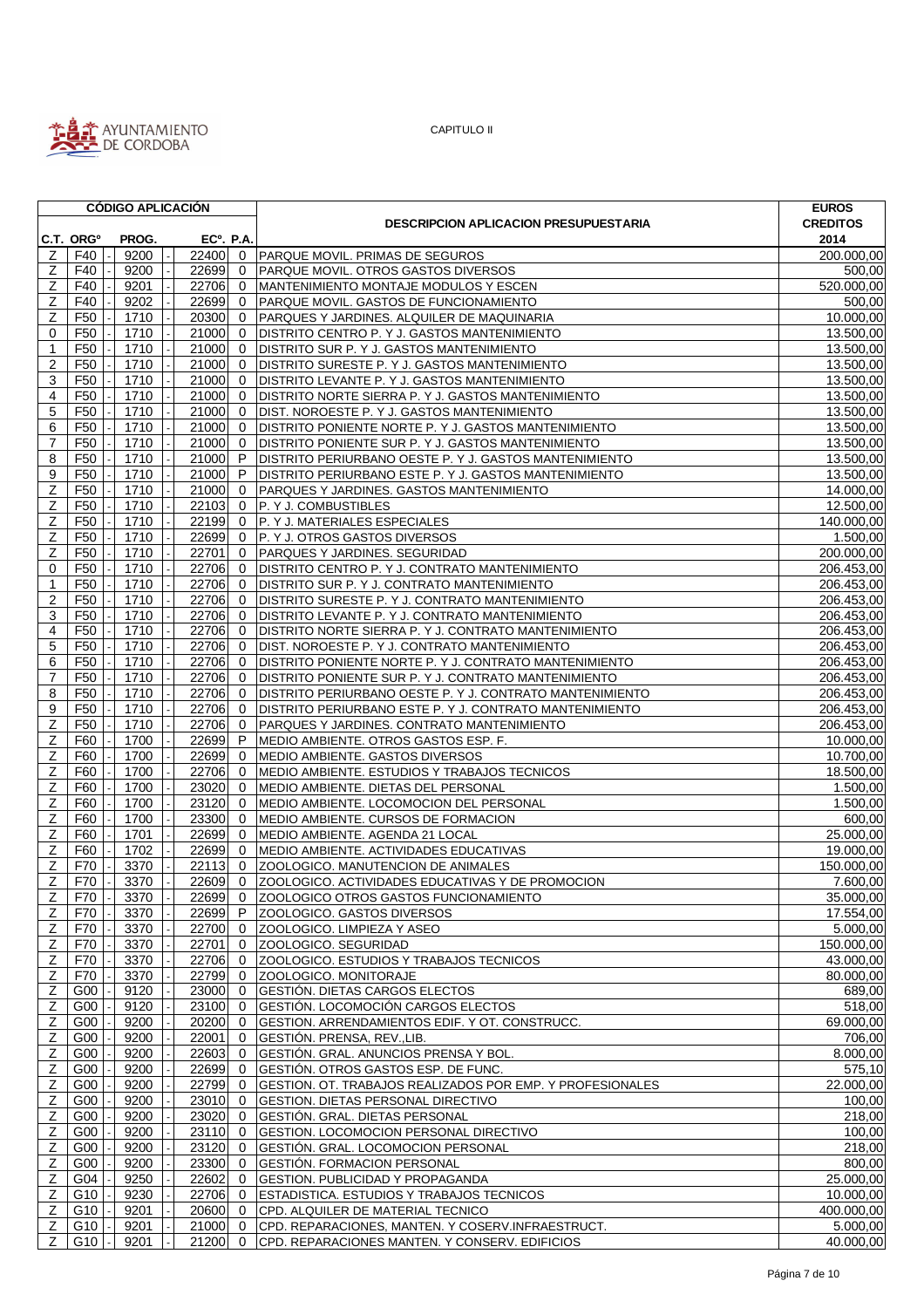CAPITULO II

| CÓDIGO APLICACIÓN | | | | | DESCRIPCION APLICACION PRESUPUESTARIA | EUROS CREDITOS |
|---|---|---|---|---|---|---|
| C.T. | ORGº | PROG. | ECº. | P.A. | | 2014 |
| Z | F40 | 9200 | 22400 | 0 | PARQUE MOVIL. PRIMAS DE SEGUROS | 200.000,00 |
| Z | F40 | 9200 | 22699 | 0 | PARQUE MOVIL. OTROS GASTOS DIVERSOS | 500,00 |
| Z | F40 | 9201 | 22706 | 0 | MANTENIMIENTO MONTAJE MODULOS Y ESCEN | 520.000,00 |
| Z | F40 | 9202 | 22699 | 0 | PARQUE MOVIL. GASTOS DE FUNCIONAMIENTO | 500,00 |
| Z | F50 | 1710 | 20300 | 0 | PARQUES Y JARDINES. ALQUILER DE MAQUINARIA | 10.000,00 |
| 0 | F50 | 1710 | 21000 | 0 | DISTRITO CENTRO P. Y J. GASTOS MANTENIMIENTO | 13.500,00 |
| 1 | F50 | 1710 | 21000 | 0 | DISTRITO SUR P. Y J. GASTOS MANTENIMIENTO | 13.500,00 |
| 2 | F50 | 1710 | 21000 | 0 | DISTRITO SURESTE P. Y J. GASTOS MANTENIMIENTO | 13.500,00 |
| 3 | F50 | 1710 | 21000 | 0 | DISTRITO LEVANTE P. Y J. GASTOS MANTENIMIENTO | 13.500,00 |
| 4 | F50 | 1710 | 21000 | 0 | DISTRITO NORTE SIERRA P. Y J. GASTOS MANTENIMIENTO | 13.500,00 |
| 5 | F50 | 1710 | 21000 | 0 | DIST. NOROESTE P. Y J. GASTOS MANTENIMIENTO | 13.500,00 |
| 6 | F50 | 1710 | 21000 | 0 | DISTRITO PONIENTE NORTE P. Y J. GASTOS MANTENIMIENTO | 13.500,00 |
| 7 | F50 | 1710 | 21000 | 0 | DISTRITO PONIENTE SUR P. Y J. GASTOS MANTENIMIENTO | 13.500,00 |
| 8 | F50 | 1710 | 21000 | P | DISTRITO PERIURBANO OESTE P. Y J. GASTOS MANTENIMIENTO | 13.500,00 |
| 9 | F50 | 1710 | 21000 | P | DISTRITO PERIURBANO ESTE P. Y J. GASTOS MANTENIMIENTO | 13.500,00 |
| Z | F50 | 1710 | 21000 | 0 | PARQUES Y JARDINES. GASTOS MANTENIMIENTO | 14.000,00 |
| Z | F50 | 1710 | 22103 | 0 | P. Y J. COMBUSTIBLES | 12.500,00 |
| Z | F50 | 1710 | 22199 | 0 | P. Y J. MATERIALES ESPECIALES | 140.000,00 |
| Z | F50 | 1710 | 22699 | 0 | P. Y J. OTROS GASTOS DIVERSOS | 1.500,00 |
| Z | F50 | 1710 | 22701 | 0 | PARQUES Y JARDINES. SEGURIDAD | 200.000,00 |
| 0 | F50 | 1710 | 22706 | 0 | DISTRITO CENTRO P. Y J. CONTRATO MANTENIMIENTO | 206.453,00 |
| 1 | F50 | 1710 | 22706 | 0 | DISTRITO SUR P. Y J. CONTRATO MANTENIMIENTO | 206.453,00 |
| 2 | F50 | 1710 | 22706 | 0 | DISTRITO SURESTE P. Y J. CONTRATO MANTENIMIENTO | 206.453,00 |
| 3 | F50 | 1710 | 22706 | 0 | DISTRITO LEVANTE P. Y J. CONTRATO MANTENIMIENTO | 206.453,00 |
| 4 | F50 | 1710 | 22706 | 0 | DISTRITO NORTE SIERRA P. Y J. CONTRATO MANTENIMIENTO | 206.453,00 |
| 5 | F50 | 1710 | 22706 | 0 | DIST. NOROESTE P. Y J. CONTRATO MANTENIMIENTO | 206.453,00 |
| 6 | F50 | 1710 | 22706 | 0 | DISTRITO PONIENTE NORTE P. Y J. CONTRATO MANTENIMIENTO | 206.453,00 |
| 7 | F50 | 1710 | 22706 | 0 | DISTRITO PONIENTE SUR P. Y J. CONTRATO MANTENIMIENTO | 206.453,00 |
| 8 | F50 | 1710 | 22706 | 0 | DISTRITO PERIURBANO OESTE P. Y J. CONTRATO MANTENIMIENTO | 206.453,00 |
| 9 | F50 | 1710 | 22706 | 0 | DISTRITO PERIURBANO ESTE P. Y J. CONTRATO MANTENIMIENTO | 206.453,00 |
| Z | F50 | 1710 | 22706 | 0 | PARQUES Y JARDINES. CONTRATO MANTENIMIENTO | 206.453,00 |
| Z | F60 | 1700 | 22699 | P | MEDIO AMBIENTE. OTROS GASTOS ESP. F. | 10.000,00 |
| Z | F60 | 1700 | 22699 | 0 | MEDIO AMBIENTE. GASTOS DIVERSOS | 10.700,00 |
| Z | F60 | 1700 | 22706 | 0 | MEDIO AMBIENTE. ESTUDIOS Y TRABAJOS TECNICOS | 18.500,00 |
| Z | F60 | 1700 | 23020 | 0 | MEDIO AMBIENTE. DIETAS DEL PERSONAL | 1.500,00 |
| Z | F60 | 1700 | 23120 | 0 | MEDIO AMBIENTE. LOCOMOCION DEL PERSONAL | 1.500,00 |
| Z | F60 | 1700 | 23300 | 0 | MEDIO AMBIENTE. CURSOS DE FORMACION | 600,00 |
| Z | F60 | 1701 | 22699 | 0 | MEDIO AMBIENTE. AGENDA 21 LOCAL | 25.000,00 |
| Z | F60 | 1702 | 22699 | 0 | MEDIO AMBIENTE. ACTIVIDADES EDUCATIVAS | 19.000,00 |
| Z | F70 | 3370 | 22113 | 0 | ZOOLOGICO. MANUTENCION DE ANIMALES | 150.000,00 |
| Z | F70 | 3370 | 22609 | 0 | ZOOLOGICO. ACTIVIDADES EDUCATIVAS Y DE PROMOCION | 7.600,00 |
| Z | F70 | 3370 | 22699 | 0 | ZOOLOGICO OTROS GASTOS FUNCIONAMIENTO | 35.000,00 |
| Z | F70 | 3370 | 22699 | P | ZOOLOGICO. GASTOS DIVERSOS | 17.554,00 |
| Z | F70 | 3370 | 22700 | 0 | ZOOLOGICO. LIMPIEZA Y ASEO | 5.000,00 |
| Z | F70 | 3370 | 22701 | 0 | ZOOLOGICO. SEGURIDAD | 150.000,00 |
| Z | F70 | 3370 | 22706 | 0 | ZOOLOGICO. ESTUDIOS Y TRABAJOS TECNICOS | 43.000,00 |
| Z | F70 | 3370 | 22799 | 0 | ZOOLOGICO. MONITORAJE | 80.000,00 |
| Z | G00 | 9120 | 23000 | 0 | GESTIÓN. DIETAS CARGOS ELECTOS | 689,00 |
| Z | G00 | 9120 | 23100 | 0 | GESTIÓN. LOCOMOCIÓN CARGOS ELECTOS | 518,00 |
| Z | G00 | 9200 | 20200 | 0 | GESTION. ARRENDAMIENTOS EDIF. Y OT. CONSTRUCC. | 69.000,00 |
| Z | G00 | 9200 | 22001 | 0 | GESTIÓN. PRENSA, REV.,LIB. | 706,00 |
| Z | G00 | 9200 | 22603 | 0 | GESTIÓN. GRAL. ANUNCIOS PRENSA Y BOL. | 8.000,00 |
| Z | G00 | 9200 | 22699 | 0 | GESTIÓN. OTROS GASTOS ESP. DE FUNC. | 575,10 |
| Z | G00 | 9200 | 22799 | 0 | GESTION. OT. TRABAJOS REALIZADOS POR EMP. Y PROFESIONALES | 22.000,00 |
| Z | G00 | 9200 | 23010 | 0 | GESTION. DIETAS PERSONAL DIRECTIVO | 100,00 |
| Z | G00 | 9200 | 23020 | 0 | GESTIÓN. GRAL. DIETAS PERSONAL | 218,00 |
| Z | G00 | 9200 | 23110 | 0 | GESTION. LOCOMOCION PERSONAL DIRECTIVO | 100,00 |
| Z | G00 | 9200 | 23120 | 0 | GESTIÓN. GRAL. LOCOMOCION PERSONAL | 218,00 |
| Z | G00 | 9200 | 23300 | 0 | GESTIÓN. FORMACION PERSONAL | 800,00 |
| Z | G04 | 9250 | 22602 | 0 | GESTION. PUBLICIDAD Y PROPAGANDA | 25.000,00 |
| Z | G10 | 9230 | 22706 | 0 | ESTADISTICA. ESTUDIOS Y TRABAJOS TECNICOS | 10.000,00 |
| Z | G10 | 9201 | 20600 | 0 | CPD. ALQUILER DE MATERIAL TECNICO | 400.000,00 |
| Z | G10 | 9201 | 21000 | 0 | CPD. REPARACIONES, MANTEN. Y COSERV.INFRAESTRUCT. | 5.000,00 |
| Z | G10 | 9201 | 21200 | 0 | CPD. REPARACIONES MANTEN. Y CONSERV. EDIFICIOS | 40.000,00 |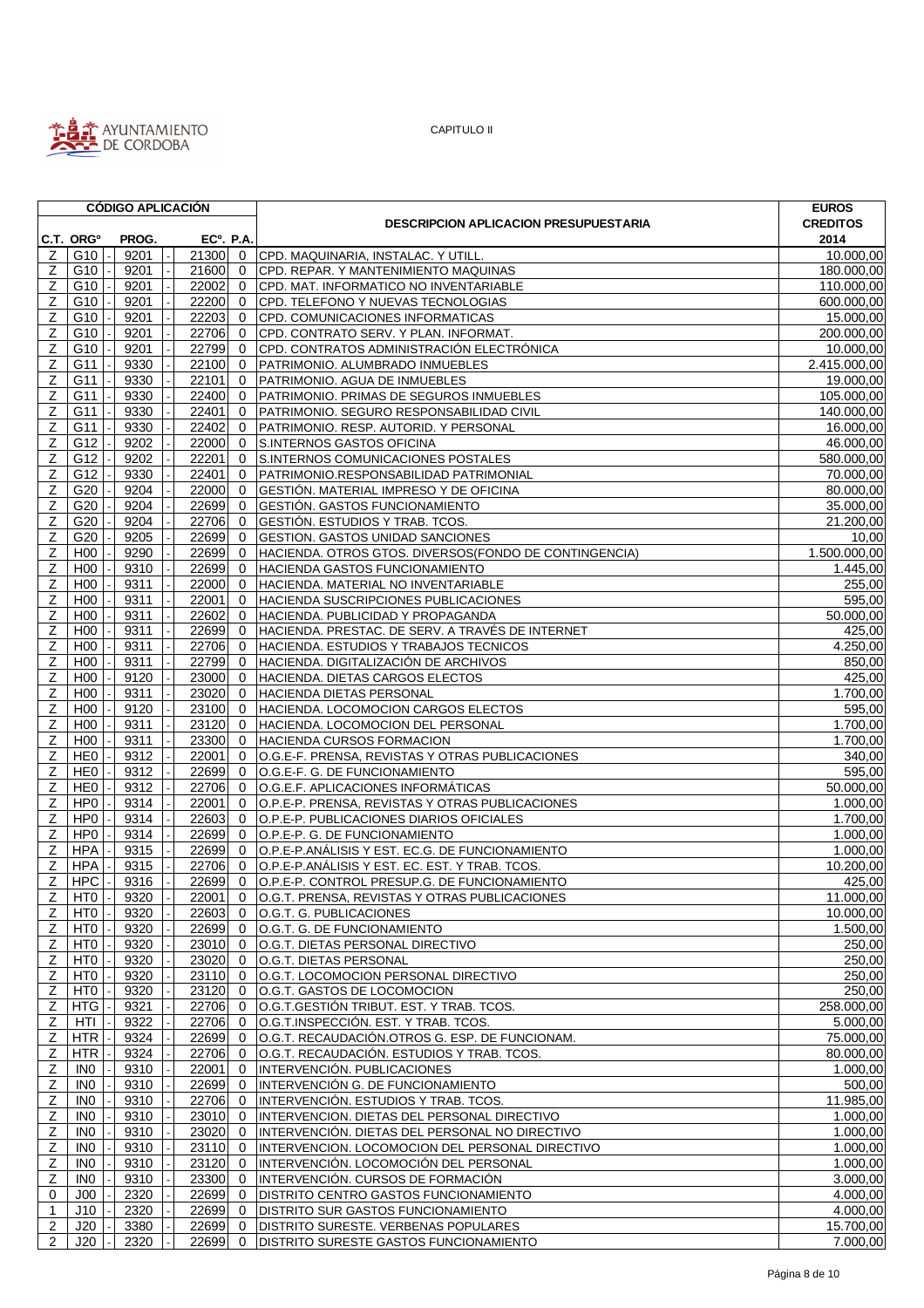CAPITULO II

| CÓDIGO APLICACIÓN | | | | | DESCRIPCION APLICACION PRESUPUESTARIA | EUROS CREDITOS 2014 |
|---|---|---|---|---|---|---|
| C.T. | ORGº | PROG. | ECº. | P.A. | | |
| Z | G10 | 9201 | 21300 | 0 | CPD. MAQUINARIA, INSTALAC. Y UTILL. | 10.000,00 |
| Z | G10 | 9201 | 21600 | 0 | CPD. REPAR. Y MANTENIMIENTO MAQUINAS | 180.000,00 |
| Z | G10 | 9201 | 22002 | 0 | CPD. MAT. INFORMATICO NO INVENTARIABLE | 110.000,00 |
| Z | G10 | 9201 | 22200 | 0 | CPD. TELEFONO Y NUEVAS TECNOLOGIAS | 600.000,00 |
| Z | G10 | 9201 | 22203 | 0 | CPD. COMUNICACIONES INFORMATICAS | 15.000,00 |
| Z | G10 | 9201 | 22706 | 0 | CPD. CONTRATO SERV. Y PLAN. INFORMAT. | 200.000,00 |
| Z | G10 | 9201 | 22799 | 0 | CPD. CONTRATOS ADMINISTRACIÓN ELECTRÓNICA | 10.000,00 |
| Z | G11 | 9330 | 22100 | 0 | PATRIMONIO. ALUMBRADO INMUEBLES | 2.415.000,00 |
| Z | G11 | 9330 | 22101 | 0 | PATRIMONIO. AGUA DE INMUEBLES | 19.000,00 |
| Z | G11 | 9330 | 22400 | 0 | PATRIMONIO. PRIMAS DE SEGUROS INMUEBLES | 105.000,00 |
| Z | G11 | 9330 | 22401 | 0 | PATRIMONIO. SEGURO RESPONSABILIDAD CIVIL | 140.000,00 |
| Z | G11 | 9330 | 22402 | 0 | PATRIMONIO. RESP. AUTORID. Y PERSONAL | 16.000,00 |
| Z | G12 | 9202 | 22000 | 0 | S.INTERNOS GASTOS OFICINA | 46.000,00 |
| Z | G12 | 9202 | 22201 | 0 | S.INTERNOS COMUNICACIONES POSTALES | 580.000,00 |
| Z | G12 | 9330 | 22401 | 0 | PATRIMONIO.RESPONSABILIDAD PATRIMONIAL | 70.000,00 |
| Z | G20 | 9204 | 22000 | 0 | GESTIÓN. MATERIAL IMPRESO Y DE OFICINA | 80.000,00 |
| Z | G20 | 9204 | 22699 | 0 | GESTIÓN. GASTOS FUNCIONAMIENTO | 35.000,00 |
| Z | G20 | 9204 | 22706 | 0 | GESTIÓN. ESTUDIOS Y TRAB. TCOS. | 21.200,00 |
| Z | G20 | 9205 | 22699 | 0 | GESTION. GASTOS UNIDAD SANCIONES | 10,00 |
| Z | H00 | 9290 | 22699 | 0 | HACIENDA. OTROS GTOS. DIVERSOS(FONDO DE CONTINGENCIA) | 1.500.000,00 |
| Z | H00 | 9310 | 22699 | 0 | HACIENDA GASTOS FUNCIONAMIENTO | 1.445,00 |
| Z | H00 | 9311 | 22000 | 0 | HACIENDA. MATERIAL NO INVENTARIABLE | 255,00 |
| Z | H00 | 9311 | 22001 | 0 | HACIENDA SUSCRIPCIONES PUBLICACIONES | 595,00 |
| Z | H00 | 9311 | 22602 | 0 | HACIENDA. PUBLICIDAD Y PROPAGANDA | 50.000,00 |
| Z | H00 | 9311 | 22699 | 0 | HACIENDA. PRESTAC. DE SERV. A TRAVÉS DE INTERNET | 425,00 |
| Z | H00 | 9311 | 22706 | 0 | HACIENDA. ESTUDIOS Y TRABAJOS TECNICOS | 4.250,00 |
| Z | H00 | 9311 | 22799 | 0 | HACIENDA. DIGITALIZACIÓN DE ARCHIVOS | 850,00 |
| Z | H00 | 9120 | 23000 | 0 | HACIENDA. DIETAS CARGOS ELECTOS | 425,00 |
| Z | H00 | 9311 | 23020 | 0 | HACIENDA DIETAS PERSONAL | 1.700,00 |
| Z | H00 | 9120 | 23100 | 0 | HACIENDA. LOCOMOCION CARGOS ELECTOS | 595,00 |
| Z | H00 | 9311 | 23120 | 0 | HACIENDA. LOCOMOCION DEL PERSONAL | 1.700,00 |
| Z | H00 | 9311 | 23300 | 0 | HACIENDA CURSOS FORMACION | 1.700,00 |
| Z | HE0 | 9312 | 22001 | 0 | O.G.E-F. PRENSA, REVISTAS Y OTRAS PUBLICACIONES | 340,00 |
| Z | HE0 | 9312 | 22699 | 0 | O.G.E-F. G. DE FUNCIONAMIENTO | 595,00 |
| Z | HE0 | 9312 | 22706 | 0 | O.G.E.F. APLICACIONES INFORMÁTICAS | 50.000,00 |
| Z | HP0 | 9314 | 22001 | 0 | O.P.E-P. PRENSA, REVISTAS Y OTRAS PUBLICACIONES | 1.000,00 |
| Z | HP0 | 9314 | 22603 | 0 | O.P.E-P. PUBLICACIONES DIARIOS OFICIALES | 1.700,00 |
| Z | HP0 | 9314 | 22699 | 0 | O.P.E-P. G. DE FUNCIONAMIENTO | 1.000,00 |
| Z | HPA | 9315 | 22699 | 0 | O.P.E-P.ANÁLISIS Y EST. EC.G. DE FUNCIONAMIENTO | 1.000,00 |
| Z | HPA | 9315 | 22706 | 0 | O.P.E-P.ANÁLISIS Y EST. EC. EST. Y TRAB. TCOS. | 10.200,00 |
| Z | HPC | 9316 | 22699 | 0 | O.P.E-P. CONTROL PRESUP.G. DE FUNCIONAMIENTO | 425,00 |
| Z | HT0 | 9320 | 22001 | 0 | O.G.T. PRENSA, REVISTAS Y OTRAS PUBLICACIONES | 11.000,00 |
| Z | HT0 | 9320 | 22603 | 0 | O.G.T. G. PUBLICACIONES | 10.000,00 |
| Z | HT0 | 9320 | 22699 | 0 | O.G.T. G. DE FUNCIONAMIENTO | 1.500,00 |
| Z | HT0 | 9320 | 23010 | 0 | O.G.T. DIETAS PERSONAL DIRECTIVO | 250,00 |
| Z | HT0 | 9320 | 23020 | 0 | O.G.T. DIETAS PERSONAL | 250,00 |
| Z | HT0 | 9320 | 23110 | 0 | O.G.T. LOCOMOCION PERSONAL DIRECTIVO | 250,00 |
| Z | HT0 | 9320 | 23120 | 0 | O.G.T. GASTOS DE LOCOMOCION | 250,00 |
| Z | HTG | 9321 | 22706 | 0 | O.G.T.GESTIÓN TRIBUT. EST. Y TRAB. TCOS. | 258.000,00 |
| Z | HTI | 9322 | 22706 | 0 | O.G.T.INSPECCIÓN. EST. Y TRAB. TCOS. | 5.000,00 |
| Z | HTR | 9324 | 22699 | 0 | O.G.T. RECAUDACIÓN.OTROS G. ESP. DE FUNCIONAM. | 75.000,00 |
| Z | HTR | 9324 | 22706 | 0 | O.G.T. RECAUDACIÓN. ESTUDIOS Y TRAB. TCOS. | 80.000,00 |
| Z | IN0 | 9310 | 22001 | 0 | INTERVENCIÓN. PUBLICACIONES | 1.000,00 |
| Z | IN0 | 9310 | 22699 | 0 | INTERVENCIÓN G. DE FUNCIONAMIENTO | 500,00 |
| Z | IN0 | 9310 | 22706 | 0 | INTERVENCIÓN. ESTUDIOS Y TRAB. TCOS. | 11.985,00 |
| Z | IN0 | 9310 | 23010 | 0 | INTERVENCION. DIETAS DEL PERSONAL DIRECTIVO | 1.000,00 |
| Z | IN0 | 9310 | 23020 | 0 | INTERVENCIÓN. DIETAS DEL PERSONAL NO DIRECTIVO | 1.000,00 |
| Z | IN0 | 9310 | 23110 | 0 | INTERVENCION. LOCOMOCION DEL PERSONAL DIRECTIVO | 1.000,00 |
| Z | IN0 | 9310 | 23120 | 0 | INTERVENCIÓN. LOCOMOCIÓN DEL PERSONAL | 1.000,00 |
| Z | IN0 | 9310 | 23300 | 0 | INTERVENCIÓN. CURSOS DE FORMACIÓN | 3.000,00 |
| 0 | J00 | 2320 | 22699 | 0 | DISTRITO CENTRO GASTOS FUNCIONAMIENTO | 4.000,00 |
| 1 | J10 | 2320 | 22699 | 0 | DISTRITO SUR GASTOS FUNCIONAMIENTO | 4.000,00 |
| 2 | J20 | 3380 | 22699 | 0 | DISTRITO SURESTE. VERBENAS POPULARES | 15.700,00 |
| 2 | J20 | 2320 | 22699 | 0 | DISTRITO SURESTE GASTOS FUNCIONAMIENTO | 7.000,00 |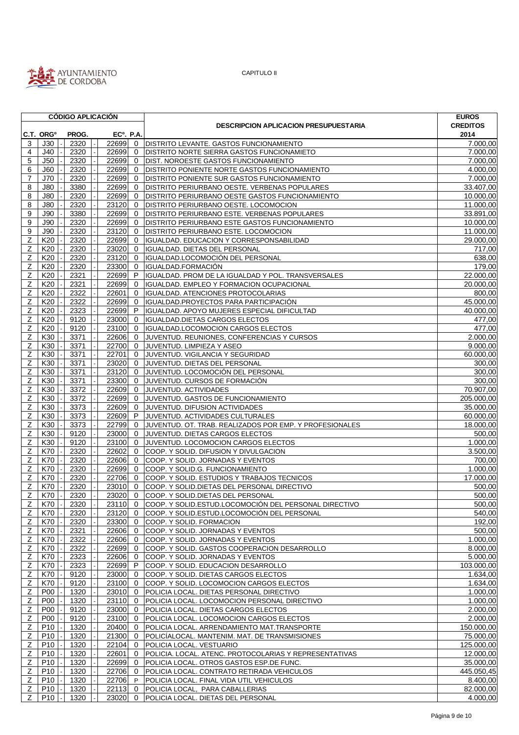CAPITULO II

| CÓDIGO APLICACIÓN | | | | | DESCRIPCION APLICACION PRESUPUESTARIA | EUROS CREDITOS |
|---|---|---|---|---|---|---|
| C.T. | ORGº | PROG. | ECº. | P.A. | | 2014 |
| 3 | J30 | 2320 | 22699 | 0 | DISTRITO LEVANTE. GASTOS FUNCIONAMIENTO | 7.000,00 |
| 4 | J40 | 2320 | 22699 | 0 | DISTRITO NORTE SIERRA GASTOS FUNCIONAMIETO | 7.000,00 |
| 5 | J50 | 2320 | 22699 | 0 | DIST. NOROESTE GASTOS FUNCIONAMIENTO | 7.000,00 |
| 6 | J60 | 2320 | 22699 | 0 | DISTRITO PONIENTE NORTE GASTOS FUNCIONAMIENTO | 4.000,00 |
| 7 | J70 | 2320 | 22699 | 0 | DISTRITO PONIENTE SUR GASTOS FUNCIONAMIENTO | 7.000,00 |
| 8 | J80 | 3380 | 22699 | 0 | DISTRITO PERIURBANO OESTE. VERBENAS POPULARES | 33.407,00 |
| 8 | J80 | 2320 | 22699 | 0 | DISTRITO PERIURBANO OESTE GASTOS FUNCIONAMIENTO | 10.000,00 |
| 8 | J80 | 2320 | 23120 | 0 | DISTRITO PERIURBANO OESTE. LOCOMOCION | 11.000,00 |
| 9 | J90 | 3380 | 22699 | 0 | DISTRITO PERIURBANO ESTE. VERBENAS POPULARES | 33.891,00 |
| 9 | J90 | 2320 | 22699 | 0 | DISTRITO PERIURBANO ESTE GASTOS FUNCIONAMIENTO | 10.000,00 |
| 9 | J90 | 2320 | 23120 | 0 | DISTRITO PERIURBANO ESTE. LOCOMOCION | 11.000,00 |
| Z | K20 | 2320 | 22699 | 0 | IGUALDAD. EDUCACION Y CORRESPONSABILIDAD | 29.000,00 |
| Z | K20 | 2320 | 23020 | 0 | IGUALDAD. DIETAS DEL PERSONAL | 717,00 |
| Z | K20 | 2320 | 23120 | 0 | IGUALDAD.LOCOMOCIÓN DEL PERSONAL | 638,00 |
| Z | K20 | 2320 | 23300 | 0 | IGUALDAD.FORMACIÓN | 179,00 |
| Z | K20 | 2321 | 22699 | P | IGUALDAD. PROM DE LA IGUALDAD Y POL. TRANSVERSALES | 22.000,00 |
| Z | K20 | 2321 | 22699 | 0 | IGUALDAD. EMPLEO Y FORMACION OCUPACIONAL | 20.000,00 |
| Z | K20 | 2322 | 22601 | 0 | IGUALDAD. ATENCIONES PROTOCOLARIAS | 800,00 |
| Z | K20 | 2322 | 22699 | 0 | IGUALDAD.PROYECTOS PARA PARTICIPACIÓN | 45.000,00 |
| Z | K20 | 2323 | 22699 | P | IGUALDAD. APOYO MUJERES ESPECIAL DIFICULTAD | 40.000,00 |
| Z | K20 | 9120 | 23000 | 0 | IGUALDAD.DIETAS CARGOS ELECTOS | 477,00 |
| Z | K20 | 9120 | 23100 | 0 | IGUALDAD.LOCOMOCION CARGOS ELECTOS | 477,00 |
| Z | K30 | 3371 | 22606 | 0 | JUVENTUD. REUNIONES, CONFERENCIAS Y CURSOS | 2.000,00 |
| Z | K30 | 3371 | 22700 | 0 | JUVENTUD. LIMPIEZA Y ASEO | 9.000,00 |
| Z | K30 | 3371 | 22701 | 0 | JUVENTUD. VIGILANCIA Y SEGURIDAD | 60.000,00 |
| Z | K30 | 3371 | 23020 | 0 | JUVENTUD. DIETAS DEL PERSONAL | 300,00 |
| Z | K30 | 3371 | 23120 | 0 | JUVENTUD. LOCOMOCIÓN DEL PERSONAL | 300,00 |
| Z | K30 | 3371 | 23300 | 0 | JUVENTUD. CURSOS DE FORMACIÓN | 300,00 |
| Z | K30 | 3372 | 22609 | 0 | JUVENTUD. ACTIVIDADES | 70.907,00 |
| Z | K30 | 3372 | 22699 | 0 | JUVENTUD. GASTOS DE FUNCIONAMIENTO | 205.000,00 |
| Z | K30 | 3373 | 22609 | 0 | JUVENTUD. DIFUSION ACTIVIDADES | 35.000,00 |
| Z | K30 | 3373 | 22609 | P | JUVENTUD. ACTIVIDADES CULTURALES | 60.000,00 |
| Z | K30 | 3373 | 22799 | 0 | JUVENTUD. OT. TRAB. REALIZADOS POR EMP. Y PROFESIONALES | 18.000,00 |
| Z | K30 | 9120 | 23000 | 0 | JUVENTUD. DIETAS CARGOS ELECTOS | 500,00 |
| Z | K30 | 9120 | 23100 | 0 | JUVENTUD. LOCOMOCION CARGOS ELECTOS | 1.000,00 |
| Z | K70 | 2320 | 22602 | 0 | COOP. Y SOLID. DIFUSION Y DIVULGACION | 3.500,00 |
| Z | K70 | 2320 | 22606 | 0 | COOP. Y SOLID. JORNADAS Y EVENTOS | 700,00 |
| Z | K70 | 2320 | 22699 | 0 | COOP. Y SOLID.G. FUNCIONAMIENTO | 1.000,00 |
| Z | K70 | 2320 | 22706 | 0 | COOP. Y SOLID. ESTUDIOS Y TRABAJOS TECNICOS | 17.000,00 |
| Z | K70 | 2320 | 23010 | 0 | COOP. Y SOLID.DIETAS DEL PERSONAL DIRECTIVO | 500,00 |
| Z | K70 | 2320 | 23020 | 0 | COOP. Y SOLID.DIETAS DEL PERSONAL | 500,00 |
| Z | K70 | 2320 | 23110 | 0 | COOP. Y SOLID.ESTUD.LOCOMOCIÓN DEL PERSONAL DIRECTIVO | 500,00 |
| Z | K70 | 2320 | 23120 | 0 | COOP. Y SOLID.ESTUD.LOCOMOCIÓN DEL PERSONAL | 540,00 |
| Z | K70 | 2320 | 23300 | 0 | COOP. Y SOLID. FORMACION | 192,00 |
| Z | K70 | 2321 | 22606 | 0 | COOP. Y SOLID. JORNADAS Y EVENTOS | 500,00 |
| Z | K70 | 2322 | 22606 | 0 | COOP. Y SOLID. JORNADAS Y EVENTOS | 1.000,00 |
| Z | K70 | 2322 | 22699 | 0 | COOP. Y SOLID. GASTOS COOPERACION DESARROLLO | 8.000,00 |
| Z | K70 | 2323 | 22606 | 0 | COOP. Y SOLID. JORNADAS Y EVENTOS | 5.000,00 |
| Z | K70 | 2323 | 22699 | P | COOP. Y SOLID. EDUCACION DESARROLLO | 103.000,00 |
| Z | K70 | 9120 | 23000 | 0 | COOP. Y SOLID. DIETAS CARGOS ELECTOS | 1.634,00 |
| Z | K70 | 9120 | 23100 | 0 | COOP. Y SOLID. LOCOMOCION CARGOS ELECTOS | 1.634,00 |
| Z | P00 | 1320 | 23010 | 0 | POLICIA LOCAL. DIETAS PERSONAL DIRECTIVO | 1.000,00 |
| Z | P00 | 1320 | 23110 | 0 | POLICIA LOCAL. LOCOMOCION PERSONAL DIRECTIVO | 1.000,00 |
| Z | P00 | 9120 | 23000 | 0 | POLICIA LOCAL. DIETAS CARGOS ELECTOS | 2.000,00 |
| Z | P00 | 9120 | 23100 | 0 | POLICIA LOCAL. LOCOMOCION CARGOS ELECTOS | 2.000,00 |
| Z | P10 | 1320 | 20400 | 0 | POLICIA LOCAL. ARRENDAMIENTO MAT.TRANSPORTE | 150.000,00 |
| Z | P10 | 1320 | 21300 | 0 | POLICÍALOCAL. MANTENIM. MAT. DE TRANSMISIONES | 75.000,00 |
| Z | P10 | 1320 | 22104 | 0 | POLICIA LOCAL. VESTUARIO | 125.000,00 |
| Z | P10 | 1320 | 22601 | 0 | POLICIA. LOCAL. ATENC. PROTOCOLARIAS Y REPRESENTATIVAS | 12.000,00 |
| Z | P10 | 1320 | 22699 | 0 | POLICIA LOCAL. OTROS GASTOS ESP.DE FUNC. | 35.000,00 |
| Z | P10 | 1320 | 22706 | 0 | POLICIA LOCAL. CONTRATO RETIRADA VEHICULOS | 445.050,45 |
| Z | P10 | 1320 | 22706 | P | POLICIA LOCAL. FINAL VIDA UTIL VEHICULOS | 8.400,00 |
| Z | P10 | 1320 | 22113 | 0 | POLICIA LOCAL, PARA CABALLERIAS | 82.000,00 |
| Z | P10 | 1320 | 23020 | 0 | POLICIA LOCAL. DIETAS DEL PERSONAL | 4.000,00 |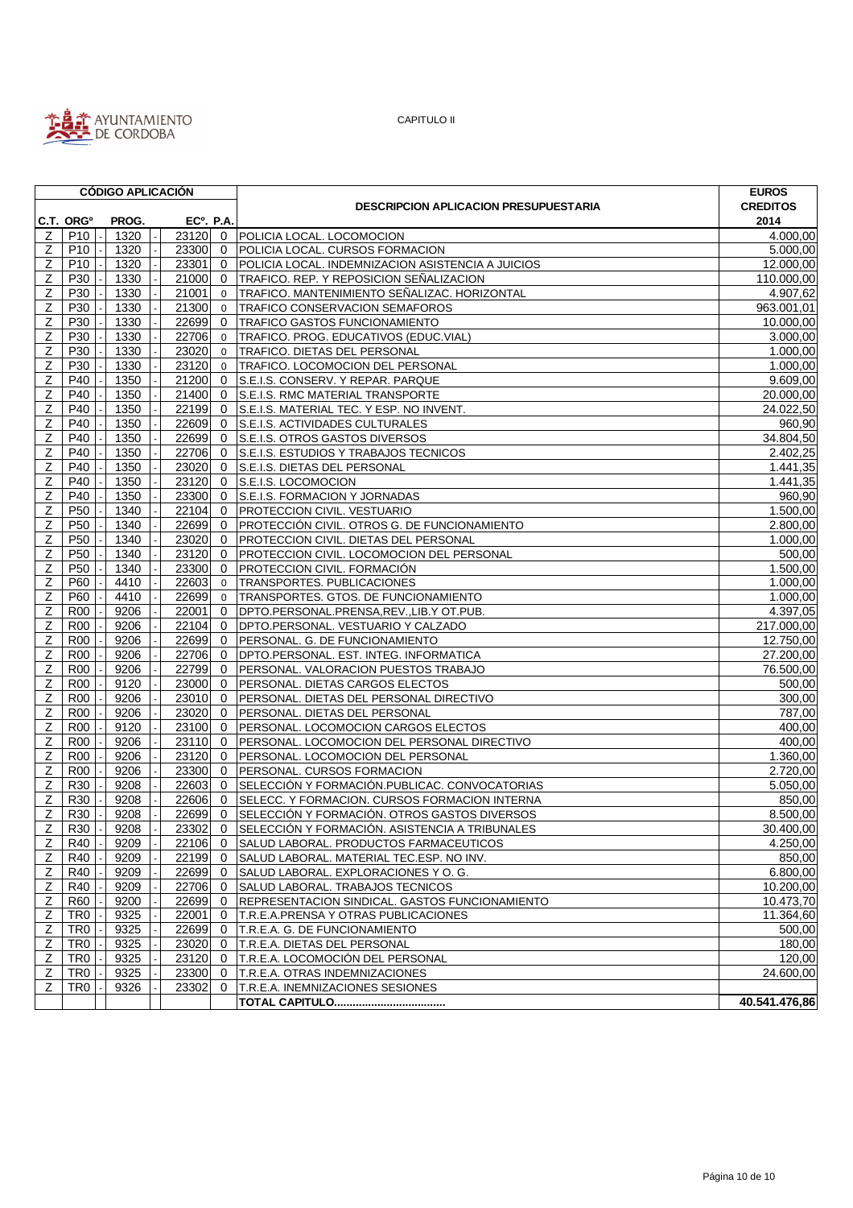AYUNTAMIENTO DE CORDOBA

CAPITULO II

| CÓDIGO APLICACIÓN | | | | | DESCRIPCION APLICACION PRESUPUESTARIA | EUROS CREDITOS 2014 |
|---|---|---|---|---|---|---|
| C.T. | ORGº | PROG. | ECº. | P.A. | | |
| Z | P10 | 1320 | 23120 | 0 | POLICIA LOCAL. LOCOMOCION | 4.000,00 |
| Z | P10 | 1320 | 23300 | 0 | POLICIA LOCAL. CURSOS FORMACION | 5.000,00 |
| Z | P10 | 1320 | 23301 | 0 | POLICIA LOCAL. INDEMNIZACION ASISTENCIA A JUICIOS | 12.000,00 |
| Z | P30 | 1330 | 21000 | 0 | TRAFICO. REP. Y REPOSICION SEÑALIZACION | 110.000,00 |
| Z | P30 | 1330 | 21001 | 0 | TRAFICO. MANTENIMIENTO SEÑALIZAC. HORIZONTAL | 4.907,62 |
| Z | P30 | 1330 | 21300 | 0 | TRAFICO CONSERVACION SEMAFOROS | 963.001,01 |
| Z | P30 | 1330 | 22699 | 0 | TRAFICO GASTOS FUNCIONAMIENTO | 10.000,00 |
| Z | P30 | 1330 | 22706 | 0 | TRAFICO. PROG. EDUCATIVOS (EDUC.VIAL) | 3.000,00 |
| Z | P30 | 1330 | 23020 | 0 | TRAFICO. DIETAS DEL PERSONAL | 1.000,00 |
| Z | P30 | 1330 | 23120 | 0 | TRAFICO. LOCOMOCION DEL PERSONAL | 1.000,00 |
| Z | P40 | 1350 | 21200 | 0 | S.E.I.S. CONSERV. Y REPAR. PARQUE | 9.609,00 |
| Z | P40 | 1350 | 21400 | 0 | S.E.I.S. RMC MATERIAL TRANSPORTE | 20.000,00 |
| Z | P40 | 1350 | 22199 | 0 | S.E.I.S. MATERIAL TEC. Y ESP. NO INVENT. | 24.022,50 |
| Z | P40 | 1350 | 22609 | 0 | S.E.I.S. ACTIVIDADES CULTURALES | 960,90 |
| Z | P40 | 1350 | 22699 | 0 | S.E.I.S. OTROS GASTOS DIVERSOS | 34.804,50 |
| Z | P40 | 1350 | 22706 | 0 | S.E.I.S. ESTUDIOS Y TRABAJOS TECNICOS | 2.402,25 |
| Z | P40 | 1350 | 23020 | 0 | S.E.I.S. DIETAS DEL PERSONAL | 1.441,35 |
| Z | P40 | 1350 | 23120 | 0 | S.E.I.S. LOCOMOCION | 1.441,35 |
| Z | P40 | 1350 | 23300 | 0 | S.E.I.S. FORMACION Y JORNADAS | 960,90 |
| Z | P50 | 1340 | 22104 | 0 | PROTECCION CIVIL. VESTUARIO | 1.500,00 |
| Z | P50 | 1340 | 22699 | 0 | PROTECCIÓN CIVIL. OTROS G. DE FUNCIONAMIENTO | 2.800,00 |
| Z | P50 | 1340 | 23020 | 0 | PROTECCION CIVIL. DIETAS DEL PERSONAL | 1.000,00 |
| Z | P50 | 1340 | 23120 | 0 | PROTECCION CIVIL. LOCOMOCION DEL PERSONAL | 500,00 |
| Z | P50 | 1340 | 23300 | 0 | PROTECCION CIVIL. FORMACIÓN | 1.500,00 |
| Z | P60 | 4410 | 22603 | 0 | TRANSPORTES. PUBLICACIONES | 1.000,00 |
| Z | P60 | 4410 | 22699 | 0 | TRANSPORTES. GTOS. DE FUNCIONAMIENTO | 1.000,00 |
| Z | R00 | 9206 | 22001 | 0 | DPTO.PERSONAL.PRENSA,REV.,LIB.Y OT.PUB. | 4.397,05 |
| Z | R00 | 9206 | 22104 | 0 | DPTO.PERSONAL. VESTUARIO Y CALZADO | 217.000,00 |
| Z | R00 | 9206 | 22699 | 0 | PERSONAL. G. DE FUNCIONAMIENTO | 12.750,00 |
| Z | R00 | 9206 | 22706 | 0 | DPTO.PERSONAL. EST. INTEG. INFORMATICA | 27.200,00 |
| Z | R00 | 9206 | 22799 | 0 | PERSONAL. VALORACION PUESTOS TRABAJO | 76.500,00 |
| Z | R00 | 9120 | 23000 | 0 | PERSONAL. DIETAS CARGOS ELECTOS | 500,00 |
| Z | R00 | 9206 | 23010 | 0 | PERSONAL. DIETAS DEL PERSONAL DIRECTIVO | 300,00 |
| Z | R00 | 9206 | 23020 | 0 | PERSONAL. DIETAS DEL PERSONAL | 787,00 |
| Z | R00 | 9120 | 23100 | 0 | PERSONAL. LOCOMOCION CARGOS ELECTOS | 400,00 |
| Z | R00 | 9206 | 23110 | 0 | PERSONAL. LOCOMOCION DEL PERSONAL DIRECTIVO | 400,00 |
| Z | R00 | 9206 | 23120 | 0 | PERSONAL. LOCOMOCION DEL PERSONAL | 1.360,00 |
| Z | R00 | 9206 | 23300 | 0 | PERSONAL. CURSOS FORMACION | 2.720,00 |
| Z | R30 | 9208 | 22603 | 0 | SELECCIÓN Y FORMACIÓN.PUBLICAC. CONVOCATORIAS | 5.050,00 |
| Z | R30 | 9208 | 22606 | 0 | SELECC. Y FORMACION. CURSOS FORMACION INTERNA | 850,00 |
| Z | R30 | 9208 | 22699 | 0 | SELECCIÓN Y FORMACIÓN. OTROS GASTOS DIVERSOS | 8.500,00 |
| Z | R30 | 9208 | 23302 | 0 | SELECCIÓN Y FORMACIÓN. ASISTENCIA A TRIBUNALES | 30.400,00 |
| Z | R40 | 9209 | 22106 | 0 | SALUD LABORAL. PRODUCTOS FARMACEUTICOS | 4.250,00 |
| Z | R40 | 9209 | 22199 | 0 | SALUD LABORAL. MATERIAL TEC.ESP. NO INV. | 850,00 |
| Z | R40 | 9209 | 22699 | 0 | SALUD LABORAL. EXPLORACIONES Y O. G. | 6.800,00 |
| Z | R40 | 9209 | 22706 | 0 | SALUD LABORAL. TRABAJOS TECNICOS | 10.200,00 |
| Z | R60 | 9200 | 22699 | 0 | REPRESENTACION SINDICAL. GASTOS FUNCIONAMIENTO | 10.473,70 |
| Z | TR0 | 9325 | 22001 | 0 | T.R.E.A.PRENSA Y OTRAS PUBLICACIONES | 11.364,60 |
| Z | TR0 | 9325 | 22699 | 0 | T.R.E.A. G. DE FUNCIONAMIENTO | 500,00 |
| Z | TR0 | 9325 | 23020 | 0 | T.R.E.A. DIETAS DEL PERSONAL | 180,00 |
| Z | TR0 | 9325 | 23120 | 0 | T.R.E.A. LOCOMOCIÓN DEL PERSONAL | 120,00 |
| Z | TR0 | 9325 | 23300 | 0 | T.R.E.A. OTRAS INDEMNIZACIONES | 24.600,00 |
| Z | TR0 | 9326 | 23302 | 0 | T.R.E.A. INEMNIZACIONES SESIONES | |
| | | | | | **TOTAL CAPITULO....................................** | **40.541.476,86** |